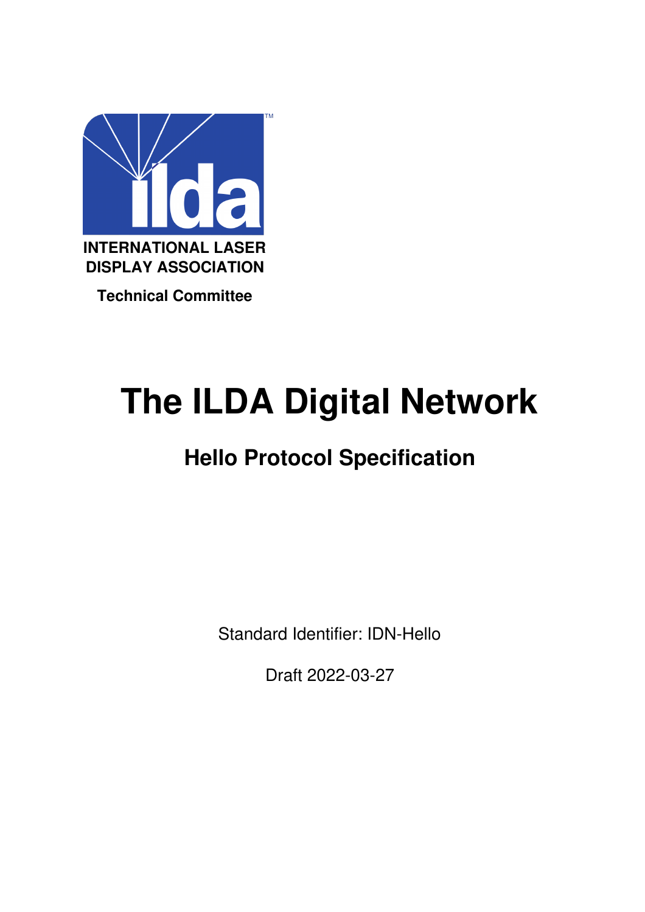INTERNATIONAL LASER DISPLAY ASSOCIATION

**Technical Committee**

# The ILDA Digital Network

## Hello Protocol Specification

Standard Identifier: IDN-Hello

Draft 2022-03-27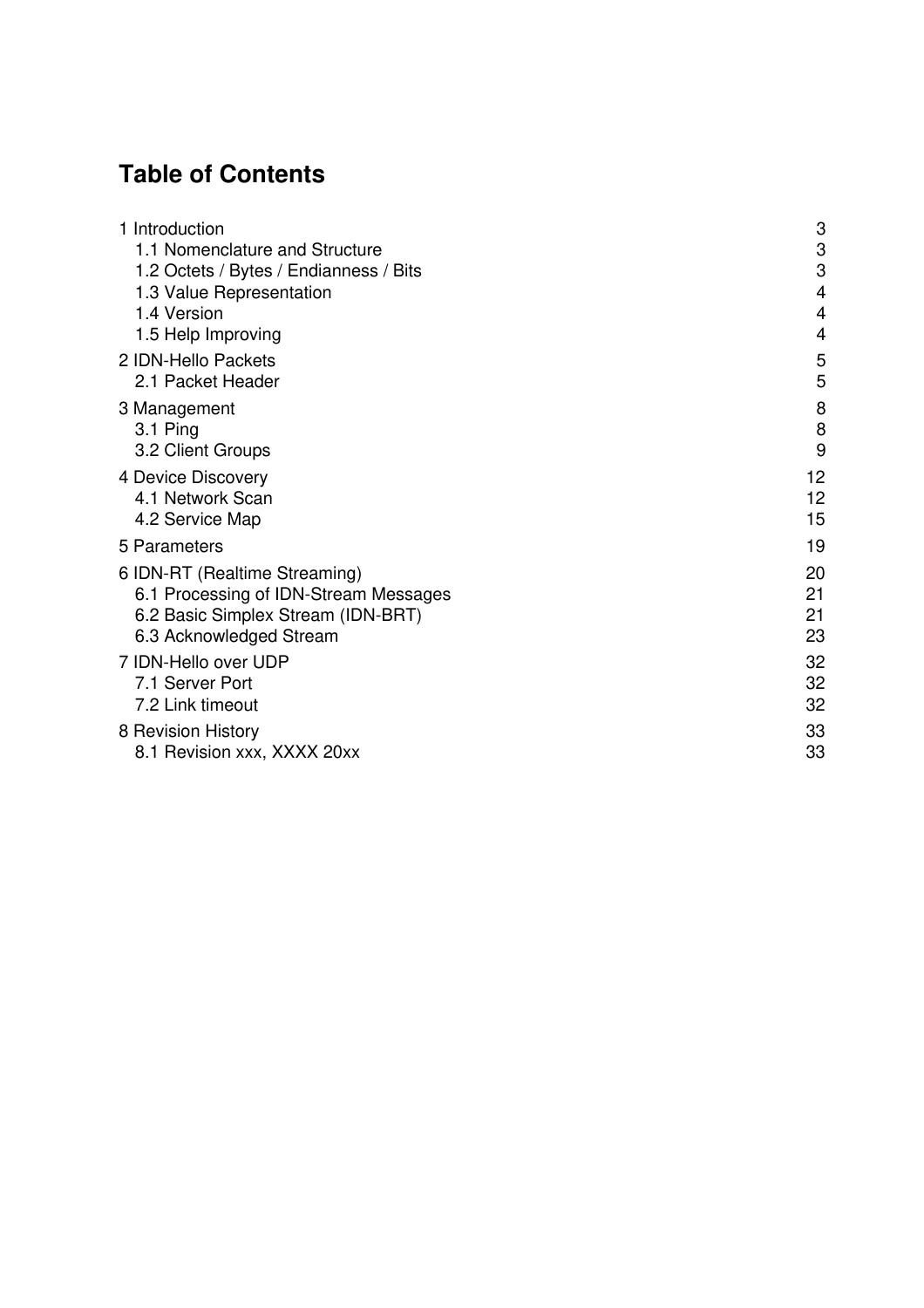# Table of Contents

| | |
|---|---|
| 1 Introduction | 3 |
| 1.1 Nomenclature and Structure | 3 |
| 1.2 Octets / Bytes / Endianness / Bits | 3 |
| 1.3 Value Representation | 4 |
| 1.4 Version | 4 |
| 1.5 Help Improving | 4 |
| 2 IDN-Hello Packets | 5 |
| 2.1 Packet Header | 5 |
| 3 Management | 8 |
| 3.1 Ping | 8 |
| 3.2 Client Groups | 9 |
| 4 Device Discovery | 12 |
| 4.1 Network Scan | 12 |
| 4.2 Service Map | 15 |
| 5 Parameters | 19 |
| 6 IDN-RT (Realtime Streaming) | 20 |
| 6.1 Processing of IDN-Stream Messages | 21 |
| 6.2 Basic Simplex Stream (IDN-BRT) | 21 |
| 6.3 Acknowledged Stream | 23 |
| 7 IDN-Hello over UDP | 32 |
| 7.1 Server Port | 32 |
| 7.2 Link timeout | 32 |
| 8 Revision History | 33 |
| 8.1 Revision xxx, XXXX 20xx | 33 |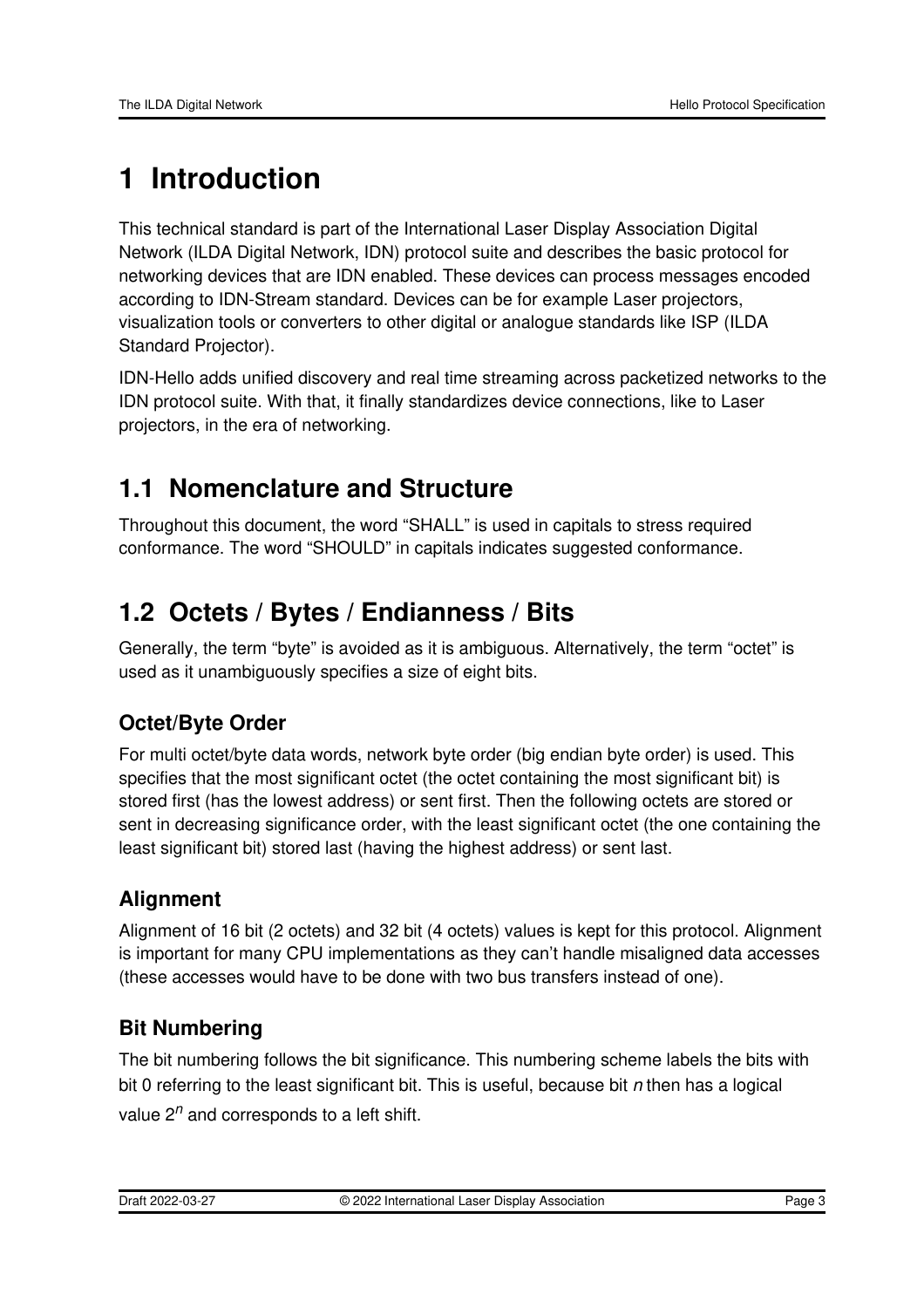# 1 Introduction

This technical standard is part of the International Laser Display Association Digital Network (ILDA Digital Network, IDN) protocol suite and describes the basic protocol for networking devices that are IDN enabled. These devices can process messages encoded according to IDN-Stream standard. Devices can be for example Laser projectors, visualization tools or converters to other digital or analogue standards like ISP (ILDA Standard Projector).

IDN-Hello adds unified discovery and real time streaming across packetized networks to the IDN protocol suite. With that, it finally standardizes device connections, like to Laser projectors, in the era of networking.

## 1.1 Nomenclature and Structure

Throughout this document, the word “SHALL” is used in capitals to stress required conformance. The word “SHOULD” in capitals indicates suggested conformance.

## 1.2 Octets / Bytes / Endianness / Bits

Generally, the term “byte” is avoided as it is ambiguous. Alternatively, the term “octet” is used as it unambiguously specifies a size of eight bits.

### Octet/Byte Order

For multi octet/byte data words, network byte order (big endian byte order) is used. This specifies that the most significant octet (the octet containing the most significant bit) is stored first (has the lowest address) or sent first. Then the following octets are stored or sent in decreasing significance order, with the least significant octet (the one containing the least significant bit) stored last (having the highest address) or sent last.

### Alignment

Alignment of 16 bit (2 octets) and 32 bit (4 octets) values is kept for this protocol. Alignment is important for many CPU implementations as they can’t handle misaligned data accesses (these accesses would have to be done with two bus transfers instead of one).

### Bit Numbering

The bit numbering follows the bit significance. This numbering scheme labels the bits with bit 0 referring to the least significant bit. This is useful, because bit $n$ then has a logical value $2^n$ and corresponds to a left shift.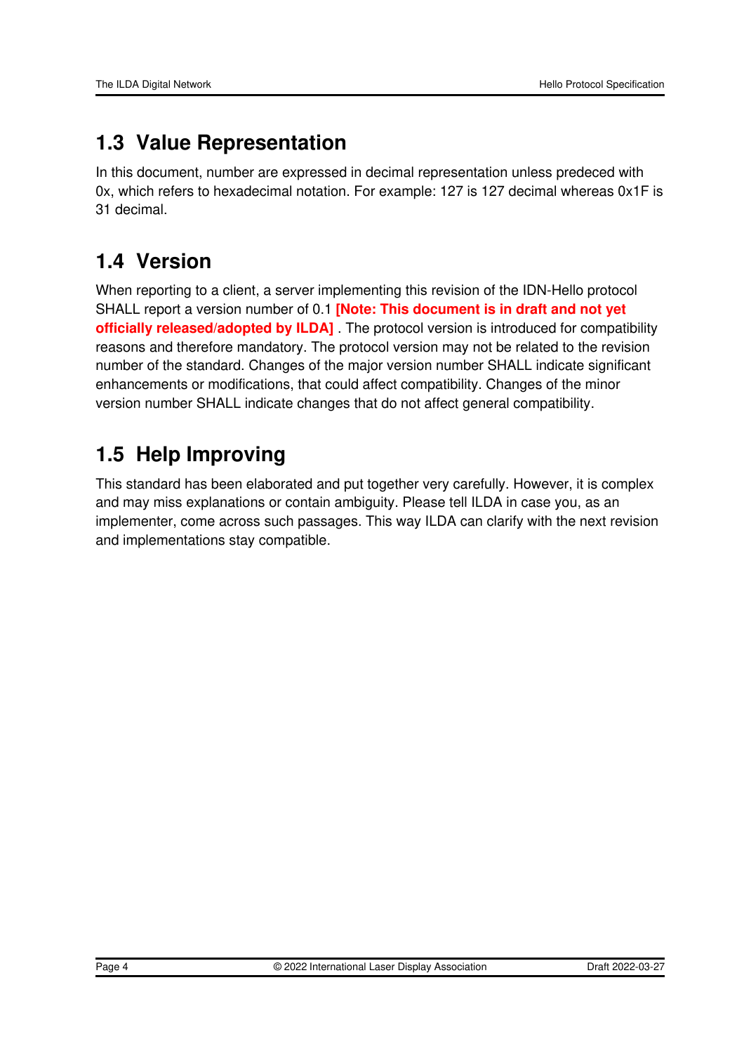## 1.3 Value Representation

In this document, number are expressed in decimal representation unless predeced with 0x, which refers to hexadecimal notation. For example: 127 is 127 decimal whereas 0x1F is 31 decimal.

## 1.4 Version

When reporting to a client, a server implementing this revision of the IDN-Hello protocol SHALL report a version number of 0.1 **[Note: This document is in draft and not yet officially released/adopted by ILDA]** . The protocol version is introduced for compatibility reasons and therefore mandatory. The protocol version may not be related to the revision number of the standard. Changes of the major version number SHALL indicate significant enhancements or modifications, that could affect compatibility. Changes of the minor version number SHALL indicate changes that do not affect general compatibility.

## 1.5 Help Improving

This standard has been elaborated and put together very carefully. However, it is complex and may miss explanations or contain ambiguity. Please tell ILDA in case you, as an implementer, come across such passages. This way ILDA can clarify with the next revision and implementations stay compatible.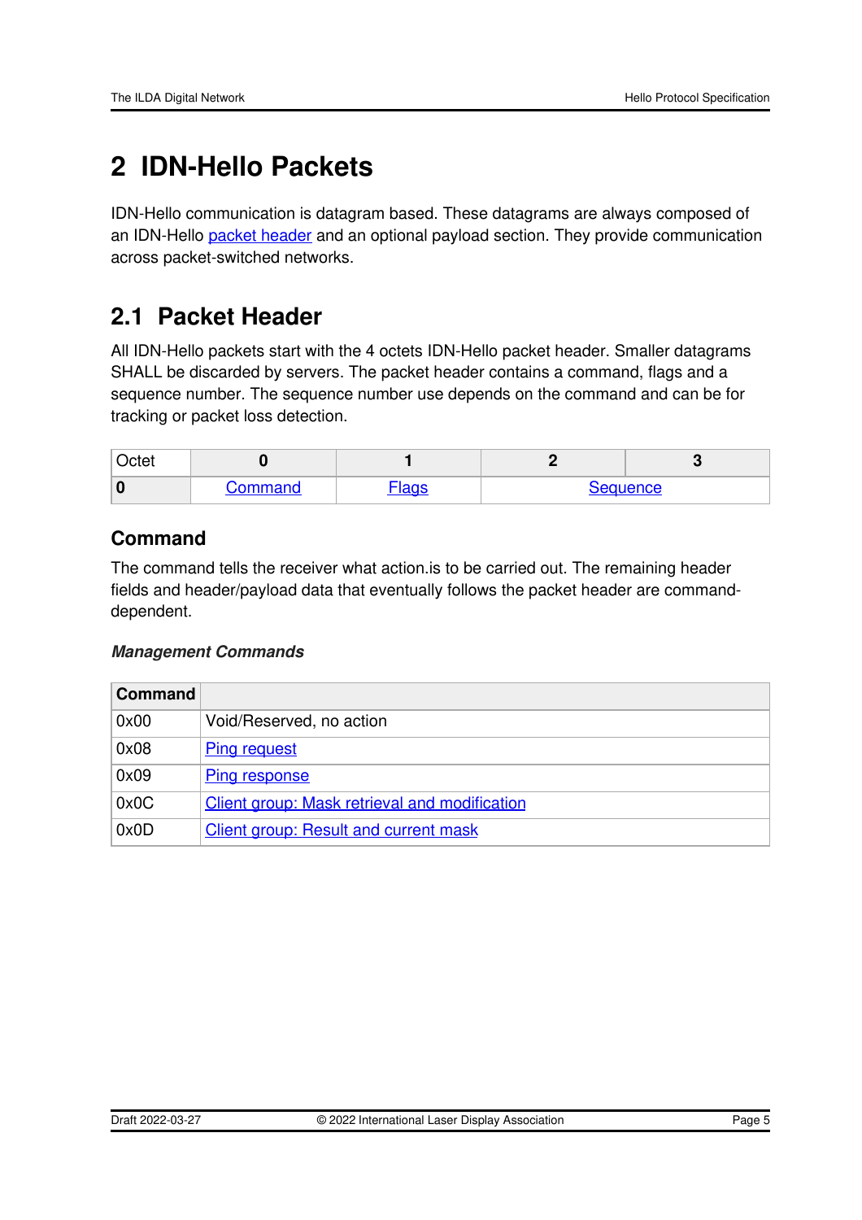# 2 IDN-Hello Packets

IDN-Hello communication is datagram based. These datagrams are always composed of an IDN-Hello packet header and an optional payload section. They provide communication across packet-switched networks.

## 2.1 Packet Header

All IDN-Hello packets start with the 4 octets IDN-Hello packet header. Smaller datagrams SHALL be discarded by servers. The packet header contains a command, flags and a sequence number. The sequence number use depends on the command and can be for tracking or packet loss detection.

| Octet | 0 | 1 | 2 | 3 |
|---|---|---|---|---|
| **0** | Command | Flags | Sequence | |

### Command

The command tells the receiver what action.is to be carried out. The remaining header fields and header/payload data that eventually follows the packet header are command-dependent.

***Management Commands***

| Command | |
|---|---|
| 0x00 | Void/Reserved, no action |
| 0x08 | Ping request |
| 0x09 | Ping response |
| 0x0C | Client group: Mask retrieval and modification |
| 0x0D | Client group: Result and current mask |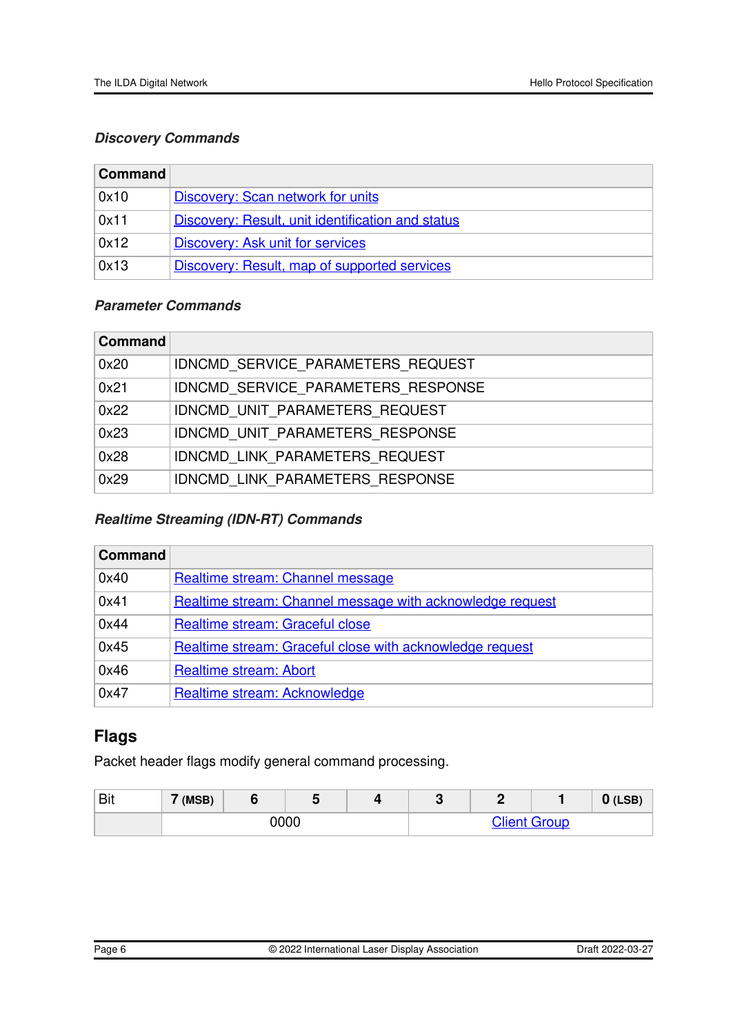### *Discovery Commands*

| Command | |
|---|---|
| 0x10 | Discovery: Scan network for units |
| 0x11 | Discovery: Result, unit identification and status |
| 0x12 | Discovery: Ask unit for services |
| 0x13 | Discovery: Result, map of supported services |

### *Parameter Commands*

| Command | |
|---|---|
| 0x20 | IDNCMD_SERVICE_PARAMETERS_REQUEST |
| 0x21 | IDNCMD_SERVICE_PARAMETERS_RESPONSE |
| 0x22 | IDNCMD_UNIT_PARAMETERS_REQUEST |
| 0x23 | IDNCMD_UNIT_PARAMETERS_RESPONSE |
| 0x28 | IDNCMD_LINK_PARAMETERS_REQUEST |
| 0x29 | IDNCMD_LINK_PARAMETERS_RESPONSE |

### *Realtime Streaming (IDN-RT) Commands*

| Command | |
|---|---|
| 0x40 | Realtime stream: Channel message |
| 0x41 | Realtime stream: Channel message with acknowledge request |
| 0x44 | Realtime stream: Graceful close |
| 0x45 | Realtime stream: Graceful close with acknowledge request |
| 0x46 | Realtime stream: Abort |
| 0x47 | Realtime stream: Acknowledge |

## Flags

Packet header flags modify general command processing.

| Bit | 7 (MSB) | 6 | 5 | 4 | 3 | 2 | 1 | 0 (LSB) |
|---|---|---|---|---|---|---|---|---|
| | 0000 | | | | Client Group | | | |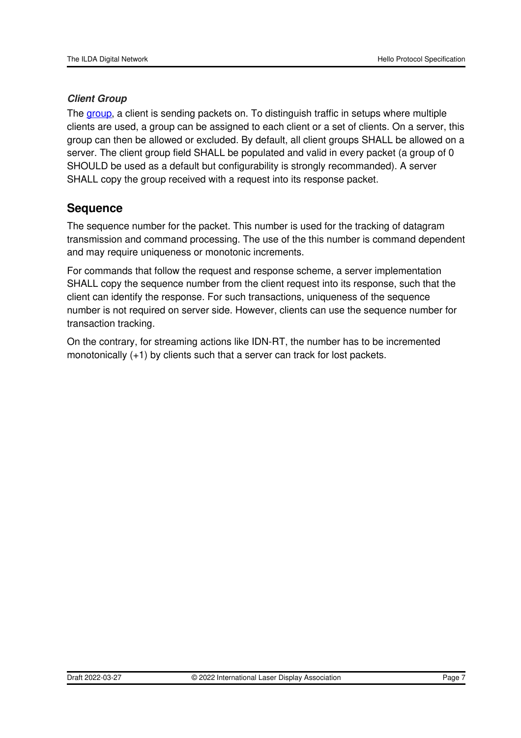#### *Client Group*

The [group](#), a client is sending packets on. To distinguish traffic in setups where multiple clients are used, a group can be assigned to each client or a set of clients. On a server, this group can then be allowed or excluded. By default, all client groups SHALL be allowed on a server. The client group field SHALL be populated and valid in every packet (a group of 0 SHOULD be used as a default but configurability is strongly recommanded). A server SHALL copy the group received with a request into its response packet.

### Sequence

The sequence number for the packet. This number is used for the tracking of datagram transmission and command processing. The use of the this number is command dependent and may require uniqueness or monotonic increments.

For commands that follow the request and response scheme, a server implementation SHALL copy the sequence number from the client request into its response, such that the client can identify the response. For such transactions, uniqueness of the sequence number is not required on server side. However, clients can use the sequence number for transaction tracking.

On the contrary, for streaming actions like IDN-RT, the number has to be incremented monotonically (+1) by clients such that a server can track for lost packets.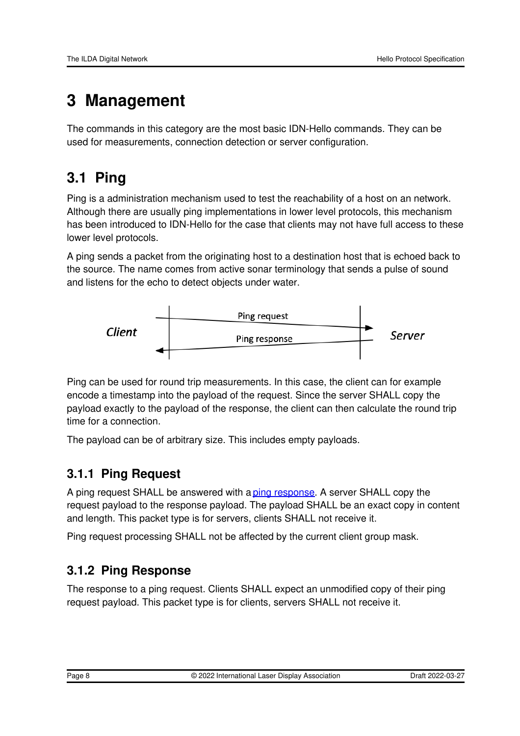# 3 Management

The commands in this category are the most basic IDN-Hello commands. They can be used for measurements, connection detection or server configuration.

## 3.1 Ping

Ping is a administration mechanism used to test the reachability of a host on an network. Although there are usually ping implementations in lower level protocols, this mechanism has been introduced to IDN-Hello for the case that clients may not have full access to these lower level protocols.

A ping sends a packet from the originating host to a destination host that is echoed back to the source. The name comes from active sonar terminology that sends a pulse of sound and listens for the echo to detect objects under water.

Client

Ping request

Ping response

Server

Ping can be used for round trip measurements. In this case, the client can for example encode a timestamp into the payload of the request. Since the server SHALL copy the payload exactly to the payload of the response, the client can then calculate the round trip time for a connection.

The payload can be of arbitrary size. This includes empty payloads.

### 3.1.1 Ping Request

A ping request SHALL be answered with a ping response. A server SHALL copy the request payload to the response payload. The payload SHALL be an exact copy in content and length. This packet type is for servers, clients SHALL not receive it.

Ping request processing SHALL not be affected by the current client group mask.

### 3.1.2 Ping Response

The response to a ping request. Clients SHALL expect an unmodified copy of their ping request payload. This packet type is for clients, servers SHALL not receive it.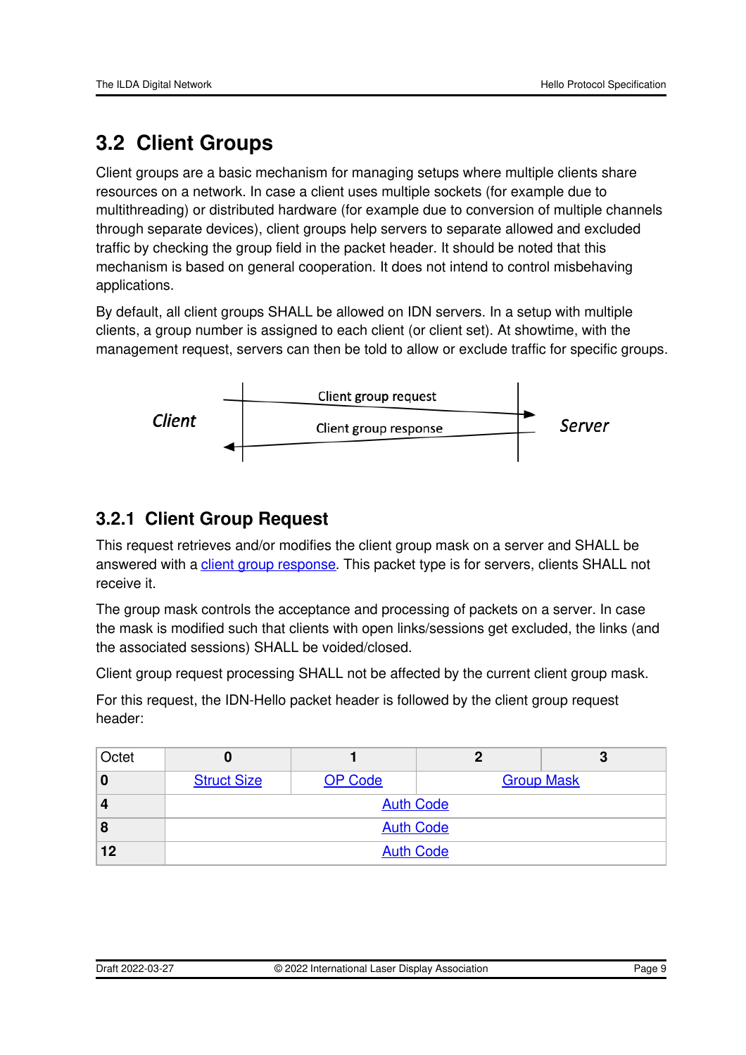## 3.2 Client Groups

Client groups are a basic mechanism for managing setups where multiple clients share resources on a network. In case a client uses multiple sockets (for example due to multithreading) or distributed hardware (for example due to conversion of multiple channels through separate devices), client groups help servers to separate allowed and excluded traffic by checking the group field in the packet header. It should be noted that this mechanism is based on general cooperation. It does not intend to control misbehaving applications.

By default, all client groups SHALL be allowed on IDN servers. In a setup with multiple clients, a group number is assigned to each client (or client set). At showtime, with the management request, servers can then be told to allow or exclude traffic for specific groups.

Client

Client group request

Client group response

Server

### 3.2.1 Client Group Request

This request retrieves and/or modifies the client group mask on a server and SHALL be answered with a client group response. This packet type is for servers, clients SHALL not receive it.

The group mask controls the acceptance and processing of packets on a server. In case the mask is modified such that clients with open links/sessions get excluded, the links (and the associated sessions) SHALL be voided/closed.

Client group request processing SHALL not be affected by the current client group mask.

For this request, the IDN-Hello packet header is followed by the client group request header:

| Octet | 0 | 1 | 2 | 3 |
|---|---|---|---|---|
| **0** | Struct Size | OP Code | Group Mask | |
| **4** | Auth Code | | | |
| **8** | Auth Code | | | |
| **12** | Auth Code | | | |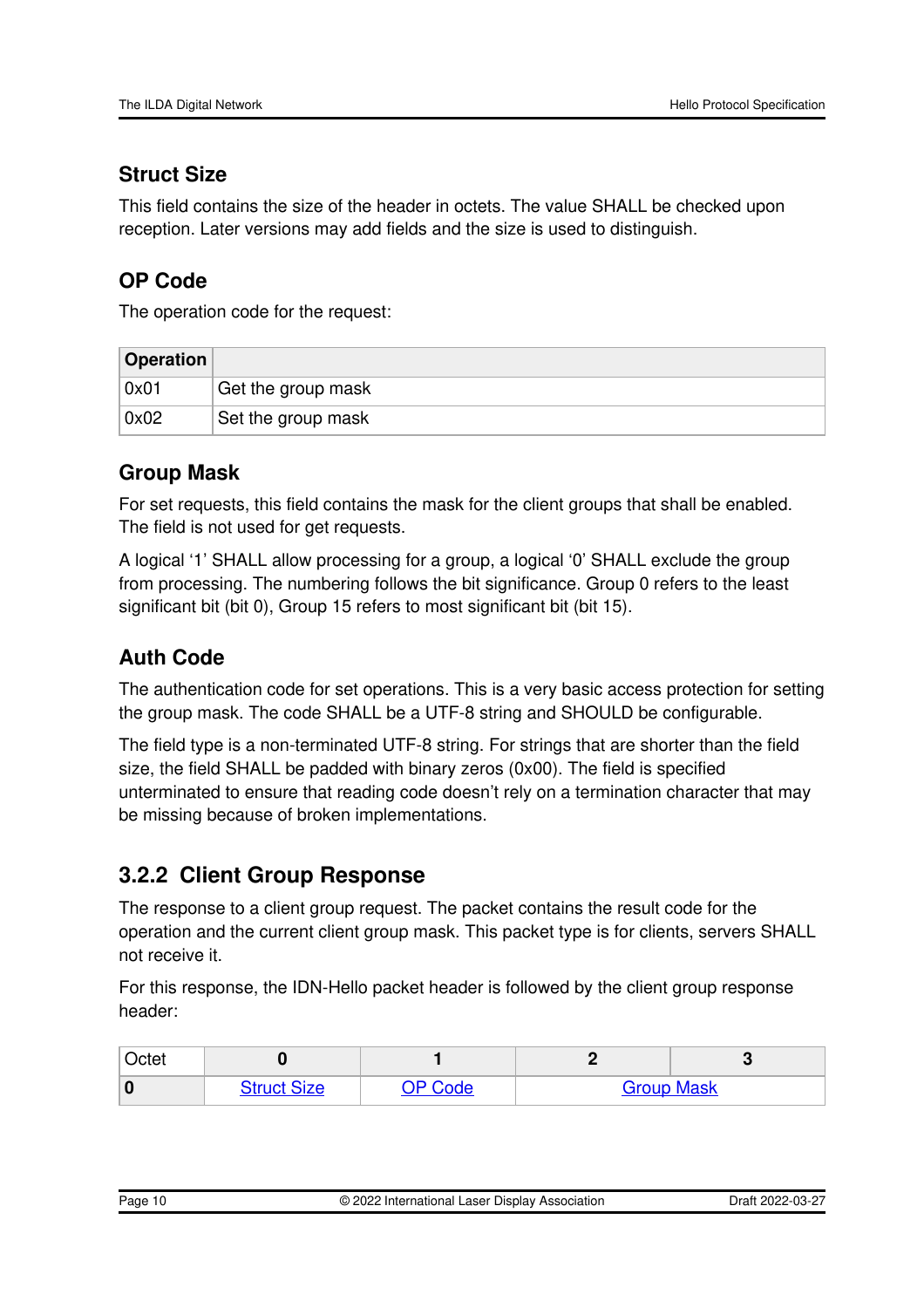### Struct Size

This field contains the size of the header in octets. The value SHALL be checked upon reception. Later versions may add fields and the size is used to distinguish.

### OP Code

The operation code for the request:

| Operation | |
|---|---|
| 0x01 | Get the group mask |
| 0x02 | Set the group mask |

### Group Mask

For set requests, this field contains the mask for the client groups that shall be enabled. The field is not used for get requests.

A logical '1' SHALL allow processing for a group, a logical '0' SHALL exclude the group from processing. The numbering follows the bit significance. Group 0 refers to the least significant bit (bit 0), Group 15 refers to most significant bit (bit 15).

### Auth Code

The authentication code for set operations. This is a very basic access protection for setting the group mask. The code SHALL be a UTF-8 string and SHOULD be configurable.

The field type is a non-terminated UTF-8 string. For strings that are shorter than the field size, the field SHALL be padded with binary zeros (0x00). The field is specified unterminated to ensure that reading code doesn't rely on a termination character that may be missing because of broken implementations.

## 3.2.2 Client Group Response

The response to a client group request. The packet contains the result code for the operation and the current client group mask. This packet type is for clients, servers SHALL not receive it.

For this response, the IDN-Hello packet header is followed by the client group response header:

| Octet | 0 | 1 | 2 | 3 |
|---|---|---|---|---|
| **0** | Struct Size | OP Code | Group Mask | |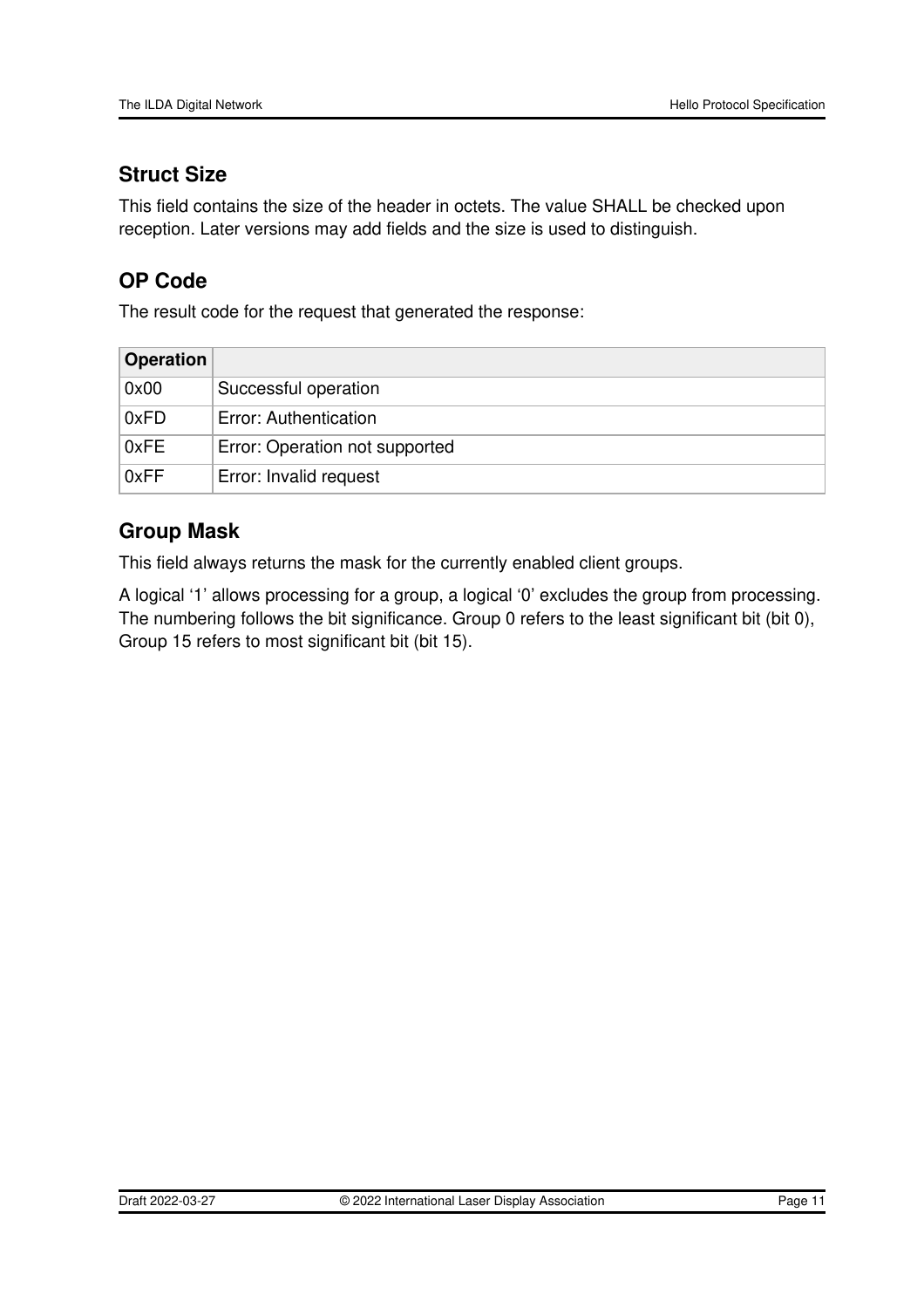## Struct Size

This field contains the size of the header in octets. The value SHALL be checked upon reception. Later versions may add fields and the size is used to distinguish.

## OP Code

The result code for the request that generated the response:

| Operation | |
|---|---|
| 0x00 | Successful operation |
| 0xFD | Error: Authentication |
| 0xFE | Error: Operation not supported |
| 0xFF | Error: Invalid request |

## Group Mask

This field always returns the mask for the currently enabled client groups.

A logical ‘1’ allows processing for a group, a logical ‘0’ excludes the group from processing. The numbering follows the bit significance. Group 0 refers to the least significant bit (bit 0), Group 15 refers to most significant bit (bit 15).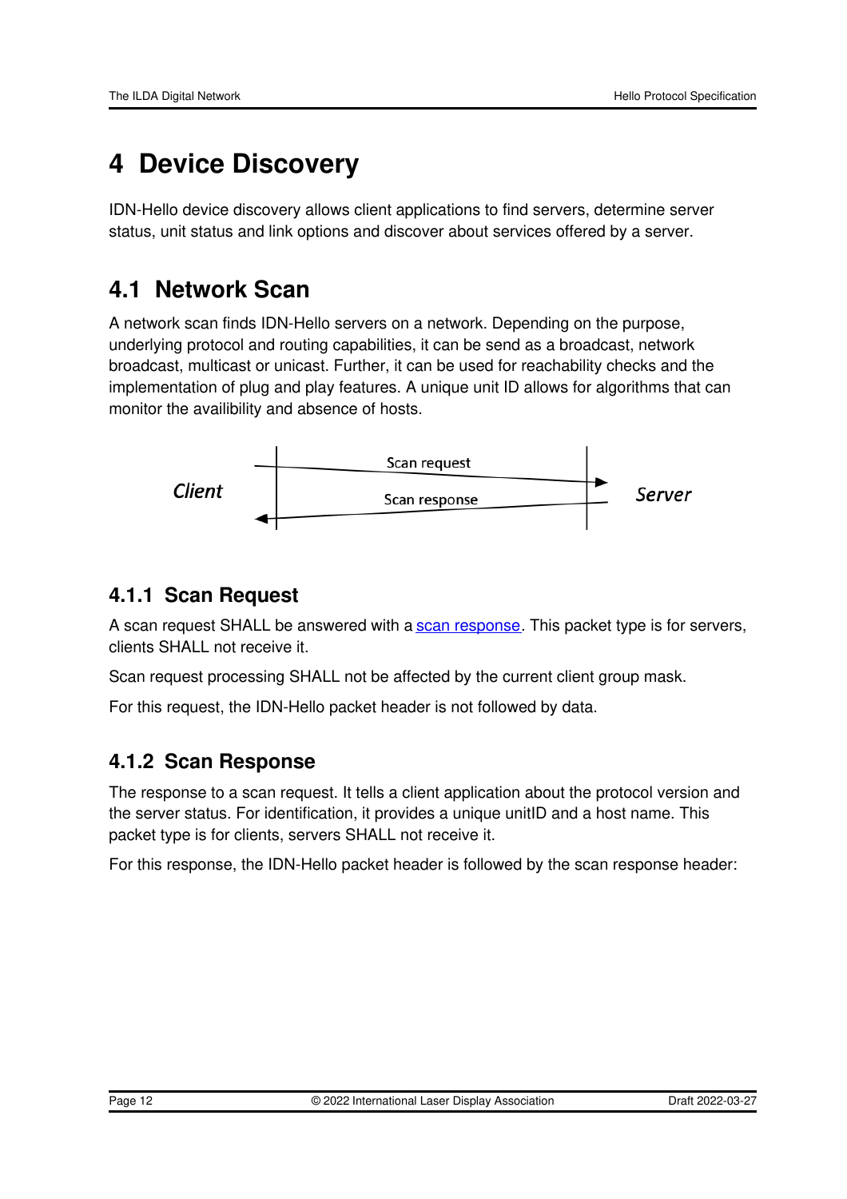# 4 Device Discovery

IDN-Hello device discovery allows client applications to find servers, determine server status, unit status and link options and discover about services offered by a server.

## 4.1 Network Scan

A network scan finds IDN-Hello servers on a network. Depending on the purpose, underlying protocol and routing capabilities, it can be send as a broadcast, network broadcast, multicast or unicast. Further, it can be used for reachability checks and the implementation of plug and play features. A unique unit ID allows for algorithms that can monitor the availibility and absence of hosts.

Client

Scan request

Scan response

Server

### 4.1.1 Scan Request

A scan request SHALL be answered with a scan response. This packet type is for servers, clients SHALL not receive it.

Scan request processing SHALL not be affected by the current client group mask.

For this request, the IDN-Hello packet header is not followed by data.

### 4.1.2 Scan Response

The response to a scan request. It tells a client application about the protocol version and the server status. For identification, it provides a unique unitID and a host name. This packet type is for clients, servers SHALL not receive it.

For this response, the IDN-Hello packet header is followed by the scan response header: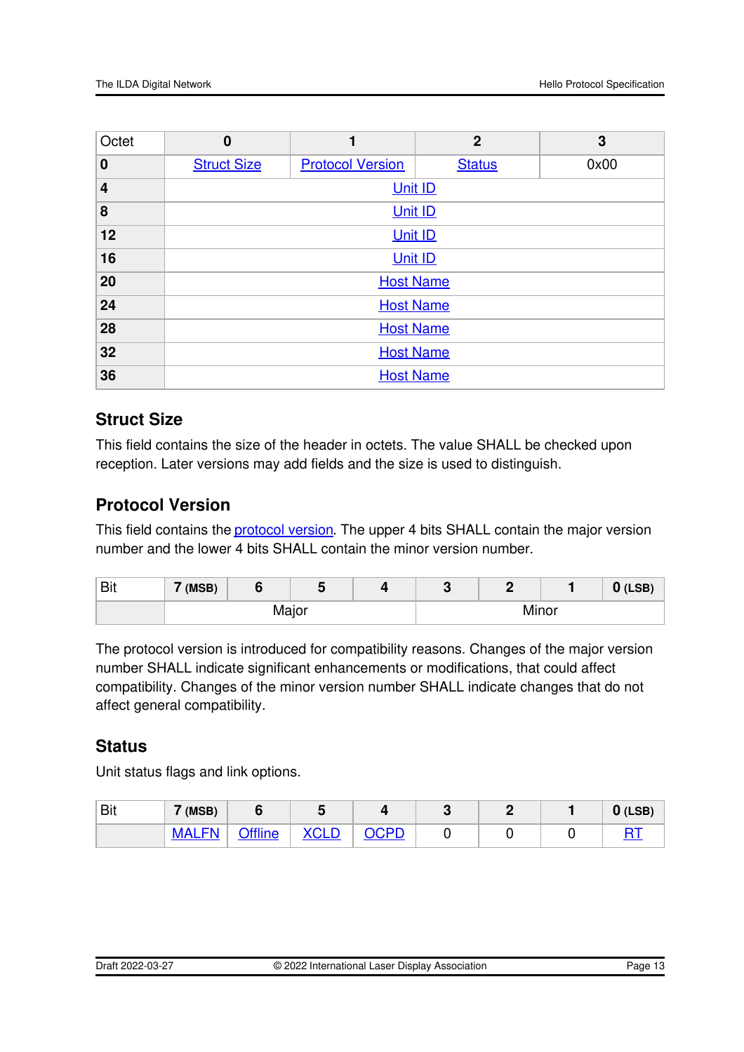| Octet | 0 | 1 | 2 | 3 |
|---|---|---|---|---|
| **0** | Struct Size | Protocol Version | Status | 0x00 |
| **4** | Unit ID | | | |
| **8** | Unit ID | | | |
| **12** | Unit ID | | | |
| **16** | Unit ID | | | |
| **20** | Host Name | | | |
| **24** | Host Name | | | |
| **28** | Host Name | | | |
| **32** | Host Name | | | |
| **36** | Host Name | | | |

## Struct Size

This field contains the size of the header in octets. The value SHALL be checked upon reception. Later versions may add fields and the size is used to distinguish.

## Protocol Version

This field contains the protocol version. The upper 4 bits SHALL contain the major version number and the lower 4 bits SHALL contain the minor version number.

| Bit | 7 (MSB) | 6 | 5 | 4 | 3 | 2 | 1 | 0 (LSB) |
|---|---|---|---|---|---|---|---|---|
| | Major | | | | Minor | | | |

The protocol version is introduced for compatibility reasons. Changes of the major version number SHALL indicate significant enhancements or modifications, that could affect compatibility. Changes of the minor version number SHALL indicate changes that do not affect general compatibility.

## Status

Unit status flags and link options.

| Bit | 7 (MSB) | 6 | 5 | 4 | 3 | 2 | 1 | 0 (LSB) |
|---|---|---|---|---|---|---|---|---|
| | MALFN | Offline | XCLD | OCPD | 0 | 0 | 0 | RT |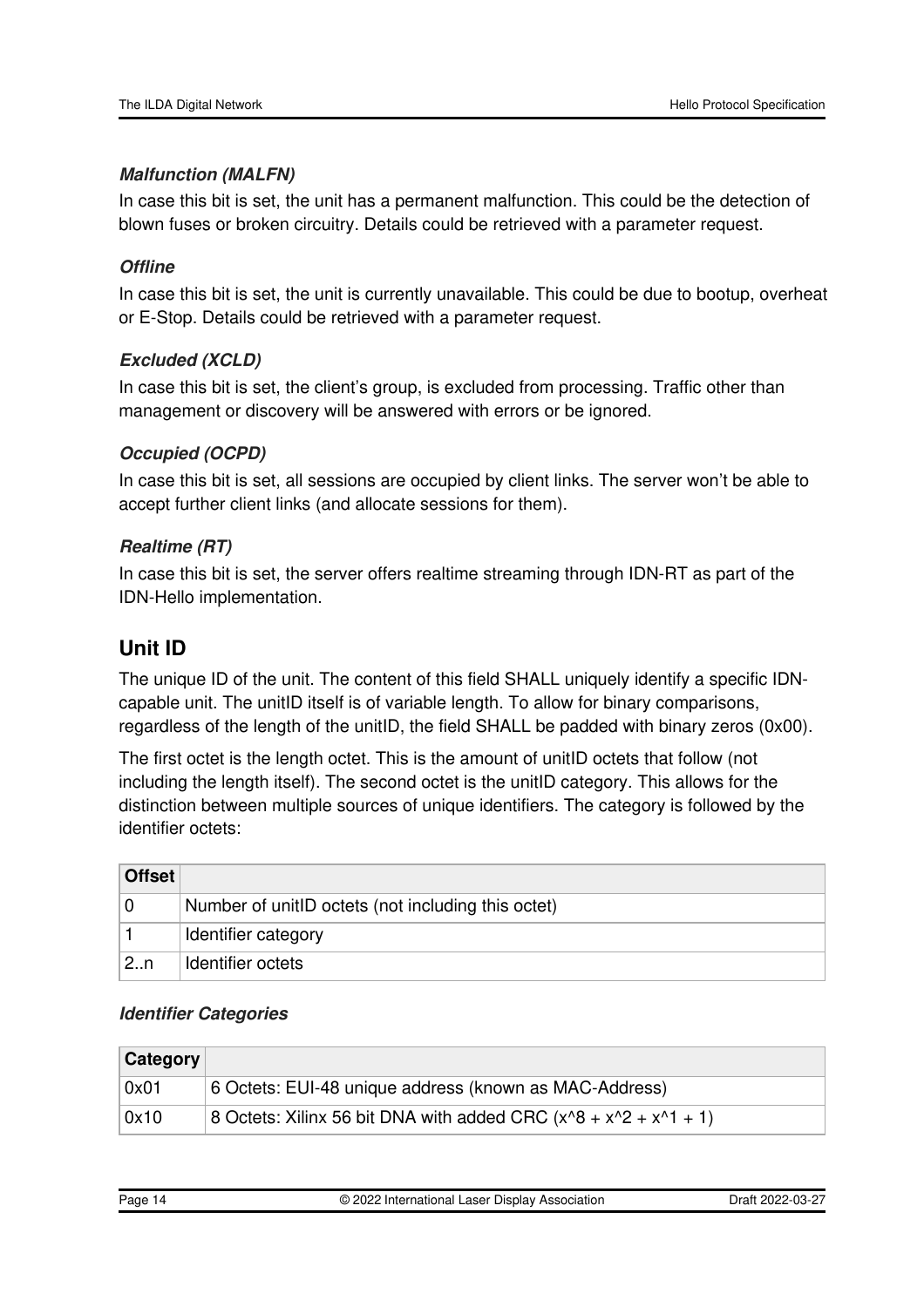### *Malfunction (MALFN)*

In case this bit is set, the unit has a permanent malfunction. This could be the detection of blown fuses or broken circuitry. Details could be retrieved with a parameter request.

### *Offline*

In case this bit is set, the unit is currently unavailable. This could be due to bootup, overheat or E-Stop. Details could be retrieved with a parameter request.

### *Excluded (XCLD)*

In case this bit is set, the client's group, is excluded from processing. Traffic other than management or discovery will be answered with errors or be ignored.

### *Occupied (OCPD)*

In case this bit is set, all sessions are occupied by client links. The server won't be able to accept further client links (and allocate sessions for them).

### *Realtime (RT)*

In case this bit is set, the server offers realtime streaming through IDN-RT as part of the IDN-Hello implementation.

## Unit ID

The unique ID of the unit. The content of this field SHALL uniquely identify a specific IDN-capable unit. The unitID itself is of variable length. To allow for binary comparisons, regardless of the length of the unitID, the field SHALL be padded with binary zeros (0x00).

The first octet is the length octet. This is the amount of unitID octets that follow (not including the length itself). The second octet is the unitID category. This allows for the distinction between multiple sources of unique identifiers. The category is followed by the identifier octets:

| Offset | |
|---|---|
| 0 | Number of unitID octets (not including this octet) |
| 1 | Identifier category |
| 2..n | Identifier octets |

### *Identifier Categories*

| Category | |
|---|---|
| 0x01 | 6 Octets: EUI-48 unique address (known as MAC-Address) |
| 0x10 | 8 Octets: Xilinx 56 bit DNA with added CRC ($x^8 + x^2 + x^1 + 1$) |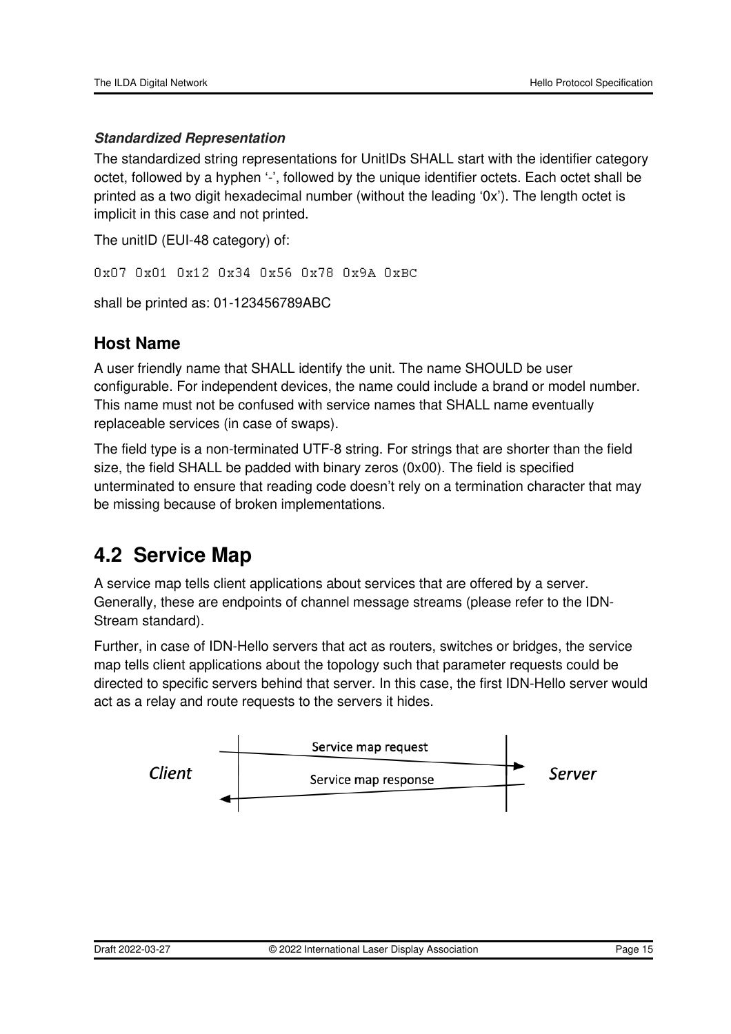***Standardized Representation***

The standardized string representations for UnitIDs SHALL start with the identifier category octet, followed by a hyphen '-', followed by the unique identifier octets. Each octet shall be printed as a two digit hexadecimal number (without the leading '0x'). The length octet is implicit in this case and not printed.

The unitID (EUI-48 category) of:

```
0x07 0x01 0x12 0x34 0x56 0x78 0x9A 0xBC
```

shall be printed as: 01-123456789ABC

### Host Name

A user friendly name that SHALL identify the unit. The name SHOULD be user configurable. For independent devices, the name could include a brand or model number. This name must not be confused with service names that SHALL name eventually replaceable services (in case of swaps).

The field type is a non-terminated UTF-8 string. For strings that are shorter than the field size, the field SHALL be padded with binary zeros (0x00). The field is specified unterminated to ensure that reading code doesn't rely on a termination character that may be missing because of broken implementations.

## 4.2 Service Map

A service map tells client applications about services that are offered by a server. Generally, these are endpoints of channel message streams (please refer to the IDN-Stream standard).

Further, in case of IDN-Hello servers that act as routers, switches or bridges, the service map tells client applications about the topology such that parameter requests could be directed to specific servers behind that server. In this case, the first IDN-Hello server would act as a relay and route requests to the servers it hides.

Client

Service map request

Service map response

Server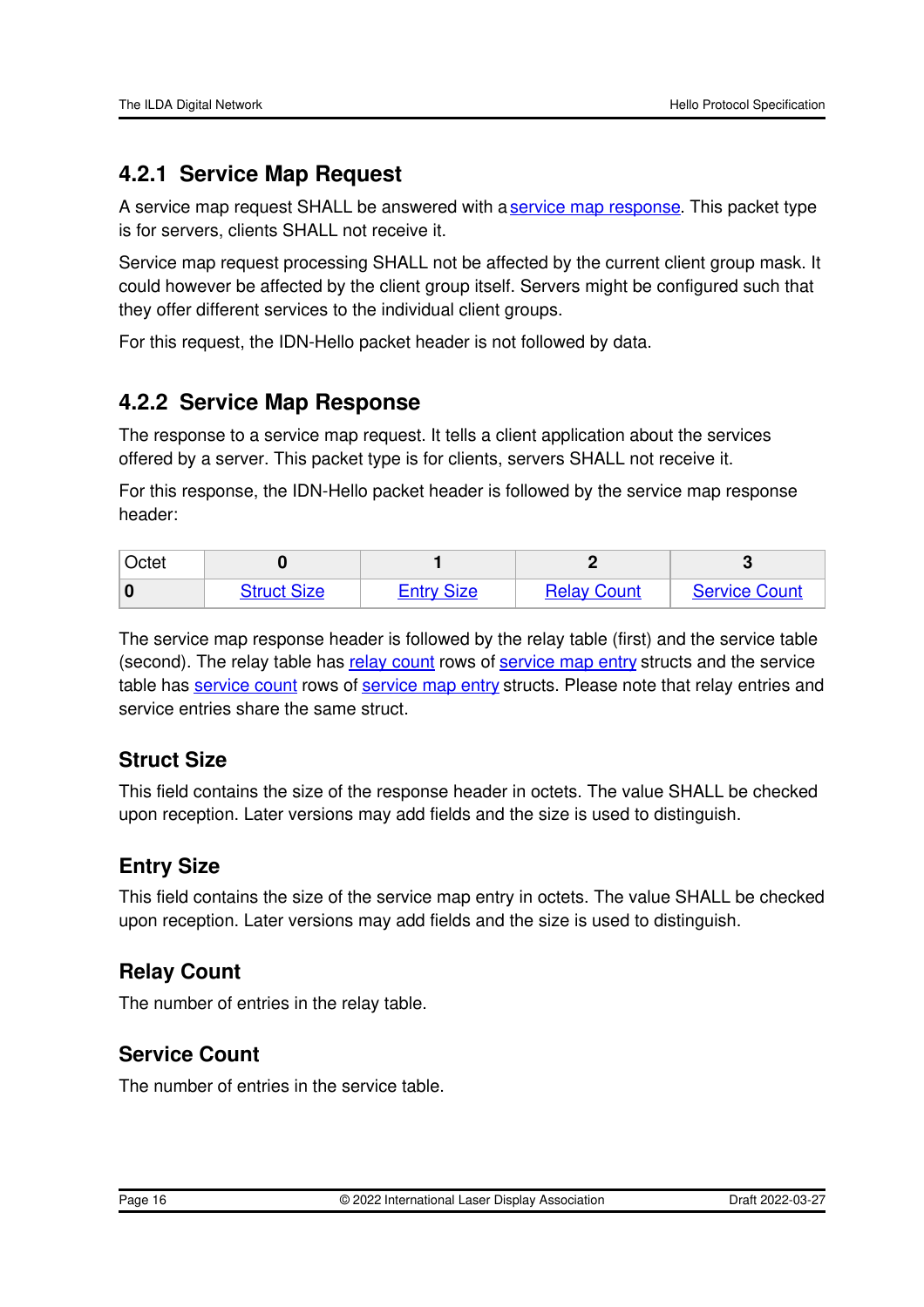### 4.2.1 Service Map Request

A service map request SHALL be answered with a service map response. This packet type is for servers, clients SHALL not receive it.

Service map request processing SHALL not be affected by the current client group mask. It could however be affected by the client group itself. Servers might be configured such that they offer different services to the individual client groups.

For this request, the IDN-Hello packet header is not followed by data.

### 4.2.2 Service Map Response

The response to a service map request. It tells a client application about the services offered by a server. This packet type is for clients, servers SHALL not receive it.

For this response, the IDN-Hello packet header is followed by the service map response header:

| Octet | 0 | 1 | 2 | 3 |
|---|---|---|---|---|
| 0 | Struct Size | Entry Size | Relay Count | Service Count |

The service map response header is followed by the relay table (first) and the service table (second). The relay table has relay count rows of service map entry structs and the service table has service count rows of service map entry structs. Please note that relay entries and service entries share the same struct.

#### Struct Size

This field contains the size of the response header in octets. The value SHALL be checked upon reception. Later versions may add fields and the size is used to distinguish.

#### Entry Size

This field contains the size of the service map entry in octets. The value SHALL be checked upon reception. Later versions may add fields and the size is used to distinguish.

#### Relay Count

The number of entries in the relay table.

#### Service Count

The number of entries in the service table.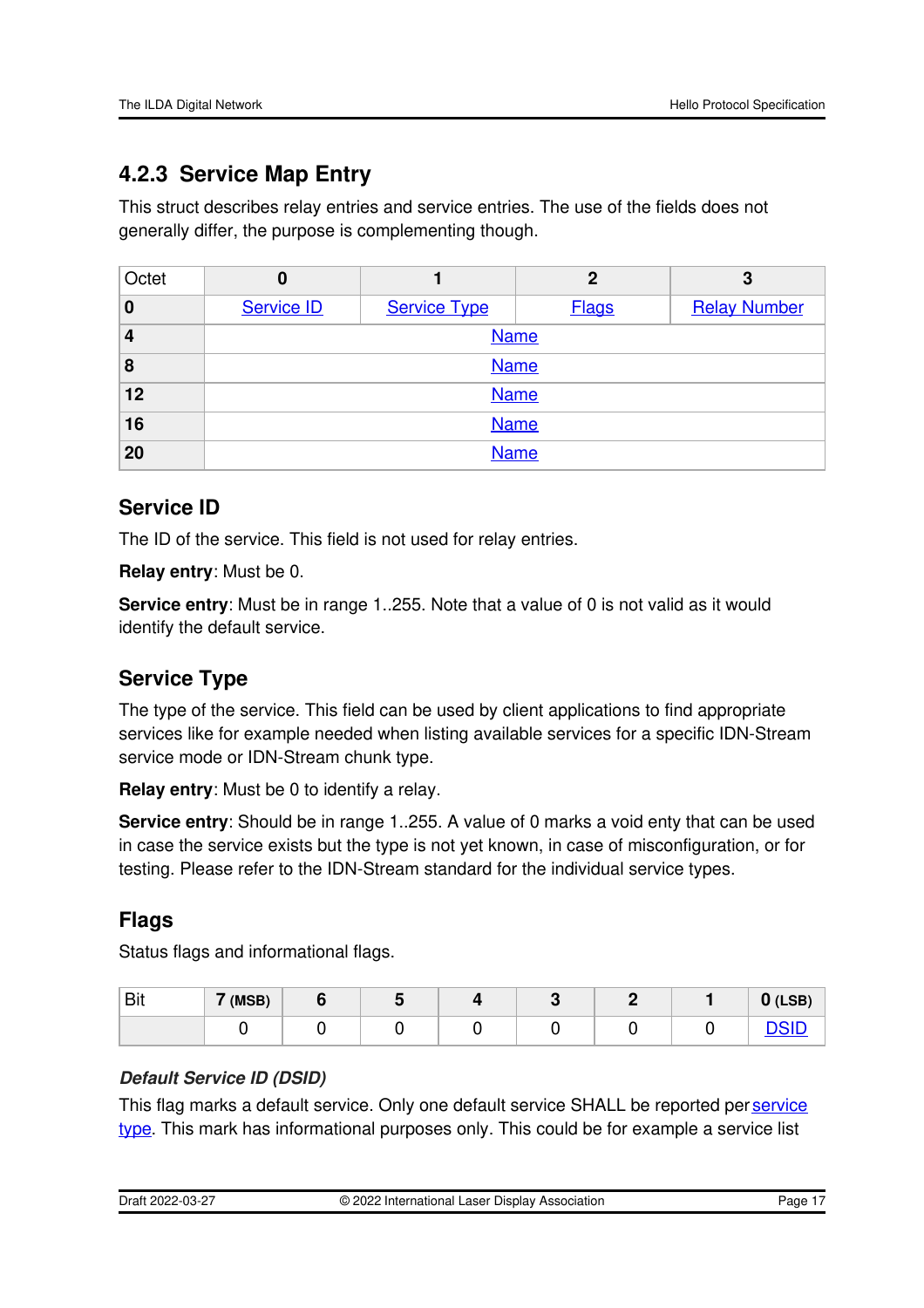### 4.2.3 Service Map Entry

This struct describes relay entries and service entries. The use of the fields does not generally differ, the purpose is complementing though.

| Octet | 0 | 1 | 2 | 3 |
|---|---|---|---|---|
| **0** | Service ID | Service Type | Flags | Relay Number |
| **4** | Name | | | |
| **8** | Name | | | |
| **12** | Name | | | |
| **16** | Name | | | |
| **20** | Name | | | |

#### Service ID

The ID of the service. This field is not used for relay entries.

**Relay entry**: Must be 0.

**Service entry**: Must be in range 1..255. Note that a value of 0 is not valid as it would identify the default service.

#### Service Type

The type of the service. This field can be used by client applications to find appropriate services like for example needed when listing available services for a specific IDN-Stream service mode or IDN-Stream chunk type.

**Relay entry**: Must be 0 to identify a relay.

**Service entry**: Should be in range 1..255. A value of 0 marks a void enty that can be used in case the service exists but the type is not yet known, in case of misconfiguration, or for testing. Please refer to the IDN-Stream standard for the individual service types.

#### Flags

Status flags and informational flags.

| Bit | 7 (MSB) | 6 | 5 | 4 | 3 | 2 | 1 | 0 (LSB) |
|---|---|---|---|---|---|---|---|---|
| | 0 | 0 | 0 | 0 | 0 | 0 | 0 | DSID |

***Default Service ID (DSID)***

This flag marks a default service. Only one default service SHALL be reported per service type. This mark has informational purposes only. This could be for example a service list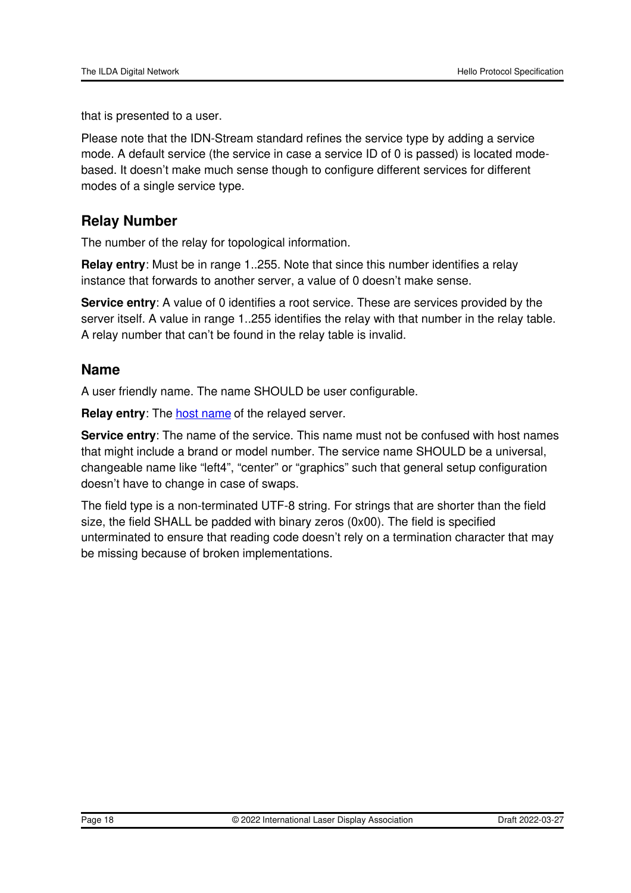that is presented to a user.

Please note that the IDN-Stream standard refines the service type by adding a service mode. A default service (the service in case a service ID of 0 is passed) is located mode-based. It doesn't make much sense though to configure different services for different modes of a single service type.

## Relay Number

The number of the relay for topological information.

**Relay entry**: Must be in range 1..255. Note that since this number identifies a relay instance that forwards to another server, a value of 0 doesn't make sense.

**Service entry**: A value of 0 identifies a root service. These are services provided by the server itself. A value in range 1..255 identifies the relay with that number in the relay table. A relay number that can't be found in the relay table is invalid.

## Name

A user friendly name. The name SHOULD be user configurable.

**Relay entry**: The host name of the relayed server.

**Service entry**: The name of the service. This name must not be confused with host names that might include a brand or model number. The service name SHOULD be a universal, changeable name like "left4", "center" or "graphics" such that general setup configuration doesn't have to change in case of swaps.

The field type is a non-terminated UTF-8 string. For strings that are shorter than the field size, the field SHALL be padded with binary zeros (0x00). The field is specified unterminated to ensure that reading code doesn't rely on a termination character that may be missing because of broken implementations.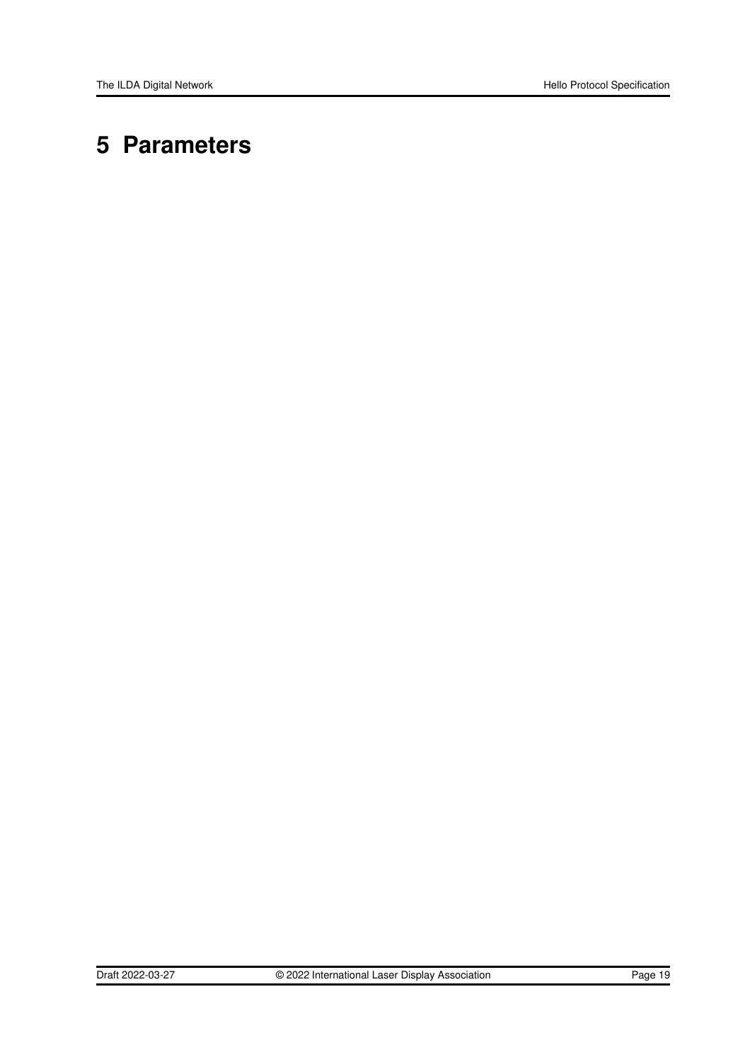# 5 Parameters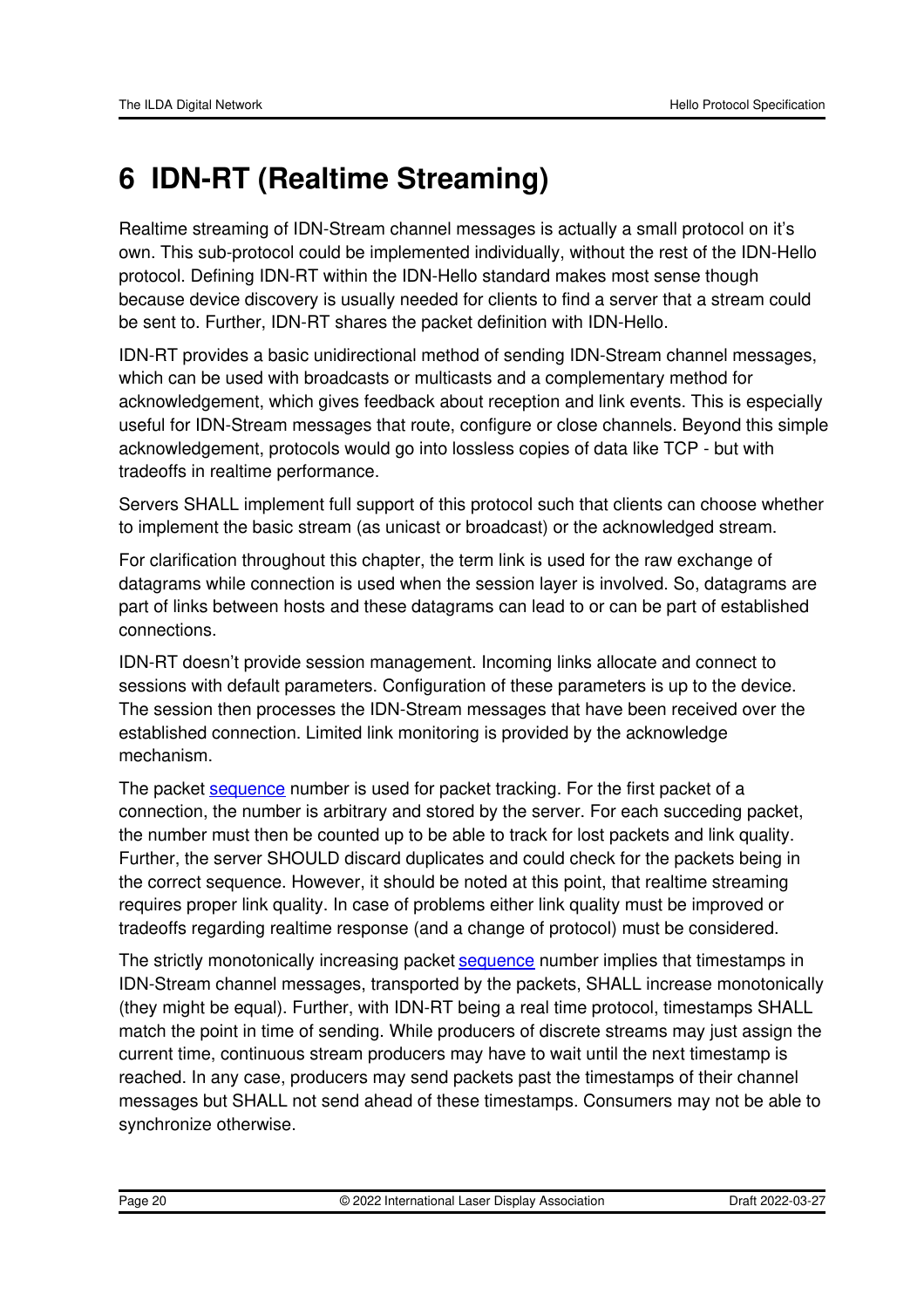# 6 IDN-RT (Realtime Streaming)

Realtime streaming of IDN-Stream channel messages is actually a small protocol on it's own. This sub-protocol could be implemented individually, without the rest of the IDN-Hello protocol. Defining IDN-RT within the IDN-Hello standard makes most sense though because device discovery is usually needed for clients to find a server that a stream could be sent to. Further, IDN-RT shares the packet definition with IDN-Hello.

IDN-RT provides a basic unidirectional method of sending IDN-Stream channel messages, which can be used with broadcasts or multicasts and a complementary method for acknowledgement, which gives feedback about reception and link events. This is especially useful for IDN-Stream messages that route, configure or close channels. Beyond this simple acknowledgement, protocols would go into lossless copies of data like TCP - but with tradeoffs in realtime performance.

Servers SHALL implement full support of this protocol such that clients can choose whether to implement the basic stream (as unicast or broadcast) or the acknowledged stream.

For clarification throughout this chapter, the term link is used for the raw exchange of datagrams while connection is used when the session layer is involved. So, datagrams are part of links between hosts and these datagrams can lead to or can be part of established connections.

IDN-RT doesn't provide session management. Incoming links allocate and connect to sessions with default parameters. Configuration of these parameters is up to the device. The session then processes the IDN-Stream messages that have been received over the established connection. Limited link monitoring is provided by the acknowledge mechanism.

The packet sequence number is used for packet tracking. For the first packet of a connection, the number is arbitrary and stored by the server. For each succeding packet, the number must then be counted up to be able to track for lost packets and link quality. Further, the server SHOULD discard duplicates and could check for the packets being in the correct sequence. However, it should be noted at this point, that realtime streaming requires proper link quality. In case of problems either link quality must be improved or tradeoffs regarding realtime response (and a change of protocol) must be considered.

The strictly monotonically increasing packet sequence number implies that timestamps in IDN-Stream channel messages, transported by the packets, SHALL increase monotonically (they might be equal). Further, with IDN-RT being a real time protocol, timestamps SHALL match the point in time of sending. While producers of discrete streams may just assign the current time, continuous stream producers may have to wait until the next timestamp is reached. In any case, producers may send packets past the timestamps of their channel messages but SHALL not send ahead of these timestamps. Consumers may not be able to synchronize otherwise.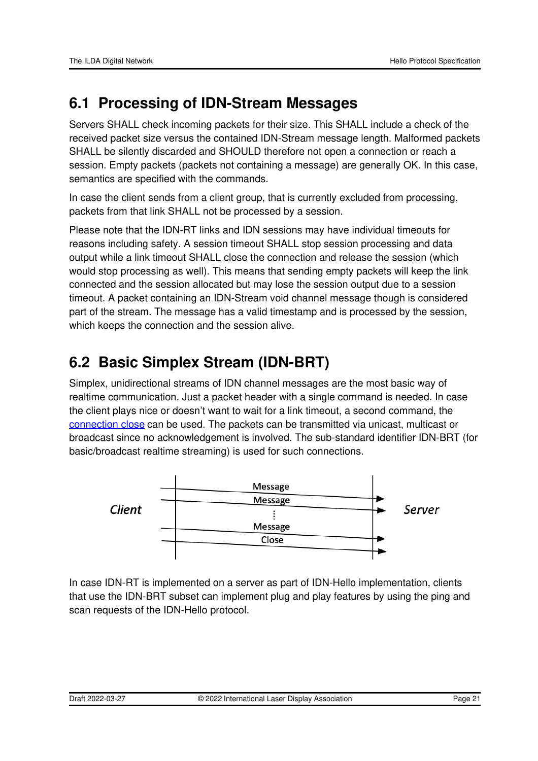## 6.1 Processing of IDN-Stream Messages

Servers SHALL check incoming packets for their size. This SHALL include a check of the received packet size versus the contained IDN-Stream message length. Malformed packets SHALL be silently discarded and SHOULD therefore not open a connection or reach a session. Empty packets (packets not containing a message) are generally OK. In this case, semantics are specified with the commands.

In case the client sends from a client group, that is currently excluded from processing, packets from that link SHALL not be processed by a session.

Please note that the IDN-RT links and IDN sessions may have individual timeouts for reasons including safety. A session timeout SHALL stop session processing and data output while a link timeout SHALL close the connection and release the session (which would stop processing as well). This means that sending empty packets will keep the link connected and the session allocated but may lose the session output due to a session timeout. A packet containing an IDN-Stream void channel message though is considered part of the stream. The message has a valid timestamp and is processed by the session, which keeps the connection and the session alive.

## 6.2 Basic Simplex Stream (IDN-BRT)

Simplex, unidirectional streams of IDN channel messages are the most basic way of realtime communication. Just a packet header with a single command is needed. In case the client plays nice or doesn't want to wait for a link timeout, a second command, the connection close can be used. The packets can be transmitted via unicast, multicast or broadcast since no acknowledgement is involved. The sub-standard identifier IDN-BRT (for basic/broadcast realtime streaming) is used for such connections.

Client

Message

Message

⋮

Message

Close

Server

In case IDN-RT is implemented on a server as part of IDN-Hello implementation, clients that use the IDN-BRT subset can implement plug and play features by using the ping and scan requests of the IDN-Hello protocol.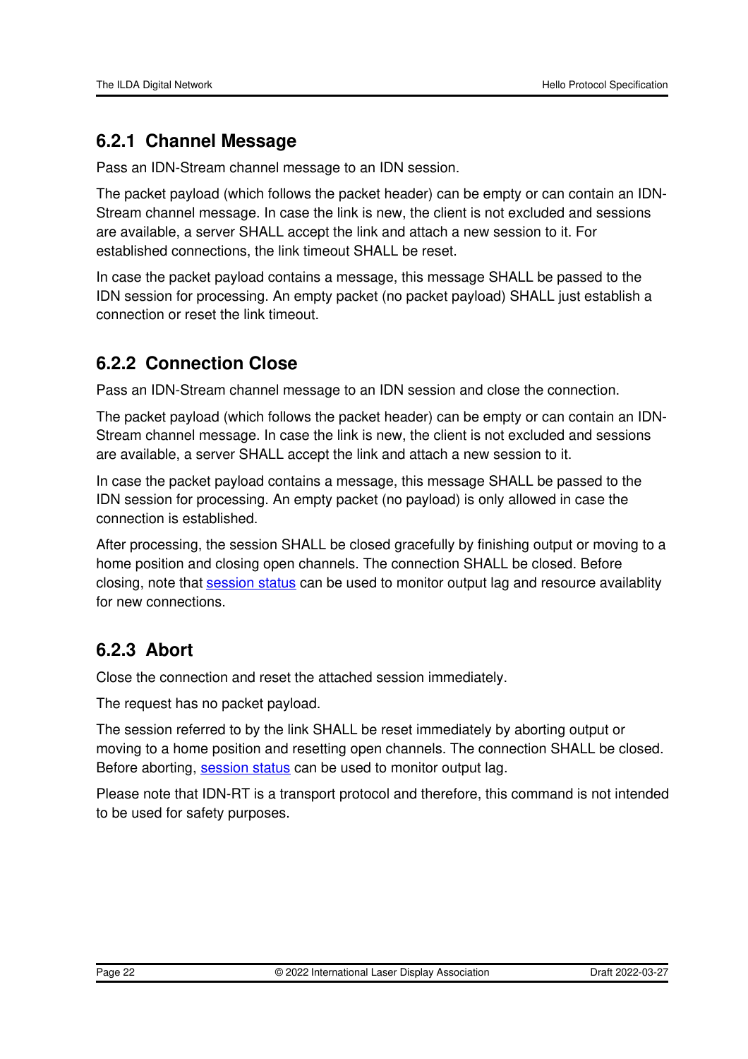### 6.2.1 Channel Message

Pass an IDN-Stream channel message to an IDN session.

The packet payload (which follows the packet header) can be empty or can contain an IDN-Stream channel message. In case the link is new, the client is not excluded and sessions are available, a server SHALL accept the link and attach a new session to it. For established connections, the link timeout SHALL be reset.

In case the packet payload contains a message, this message SHALL be passed to the IDN session for processing. An empty packet (no packet payload) SHALL just establish a connection or reset the link timeout.

### 6.2.2 Connection Close

Pass an IDN-Stream channel message to an IDN session and close the connection.

The packet payload (which follows the packet header) can be empty or can contain an IDN-Stream channel message. In case the link is new, the client is not excluded and sessions are available, a server SHALL accept the link and attach a new session to it.

In case the packet payload contains a message, this message SHALL be passed to the IDN session for processing. An empty packet (no payload) is only allowed in case the connection is established.

After processing, the session SHALL be closed gracefully by finishing output or moving to a home position and closing open channels. The connection SHALL be closed. Before closing, note that session status can be used to monitor output lag and resource availablity for new connections.

### 6.2.3 Abort

Close the connection and reset the attached session immediately.

The request has no packet payload.

The session referred to by the link SHALL be reset immediately by aborting output or moving to a home position and resetting open channels. The connection SHALL be closed. Before aborting, session status can be used to monitor output lag.

Please note that IDN-RT is a transport protocol and therefore, this command is not intended to be used for safety purposes.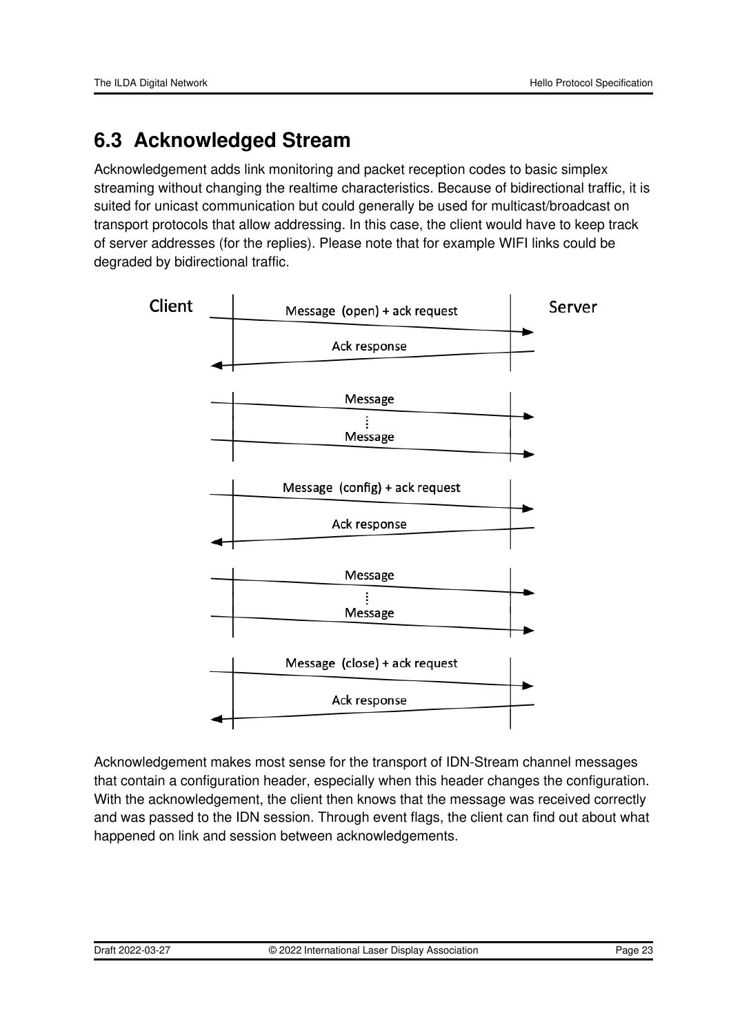## 6.3 Acknowledged Stream

Acknowledgement adds link monitoring and packet reception codes to basic simplex streaming without changing the realtime characteristics. Because of bidirectional traffic, it is suited for unicast communication but could generally be used for multicast/broadcast on transport protocols that allow addressing. In this case, the client would have to keep track of server addresses (for the replies). Please note that for example WIFI links could be degraded by bidirectional traffic.

Client

Server

Message (open) + ack request

Ack response

Message

⋮

Message

Message (config) + ack request

Ack response

Message

⋮

Message

Message (close) + ack request

Ack response

Acknowledgement makes most sense for the transport of IDN-Stream channel messages that contain a configuration header, especially when this header changes the configuration. With the acknowledgement, the client then knows that the message was received correctly and was passed to the IDN session. Through event flags, the client can find out about what happened on link and session between acknowledgements.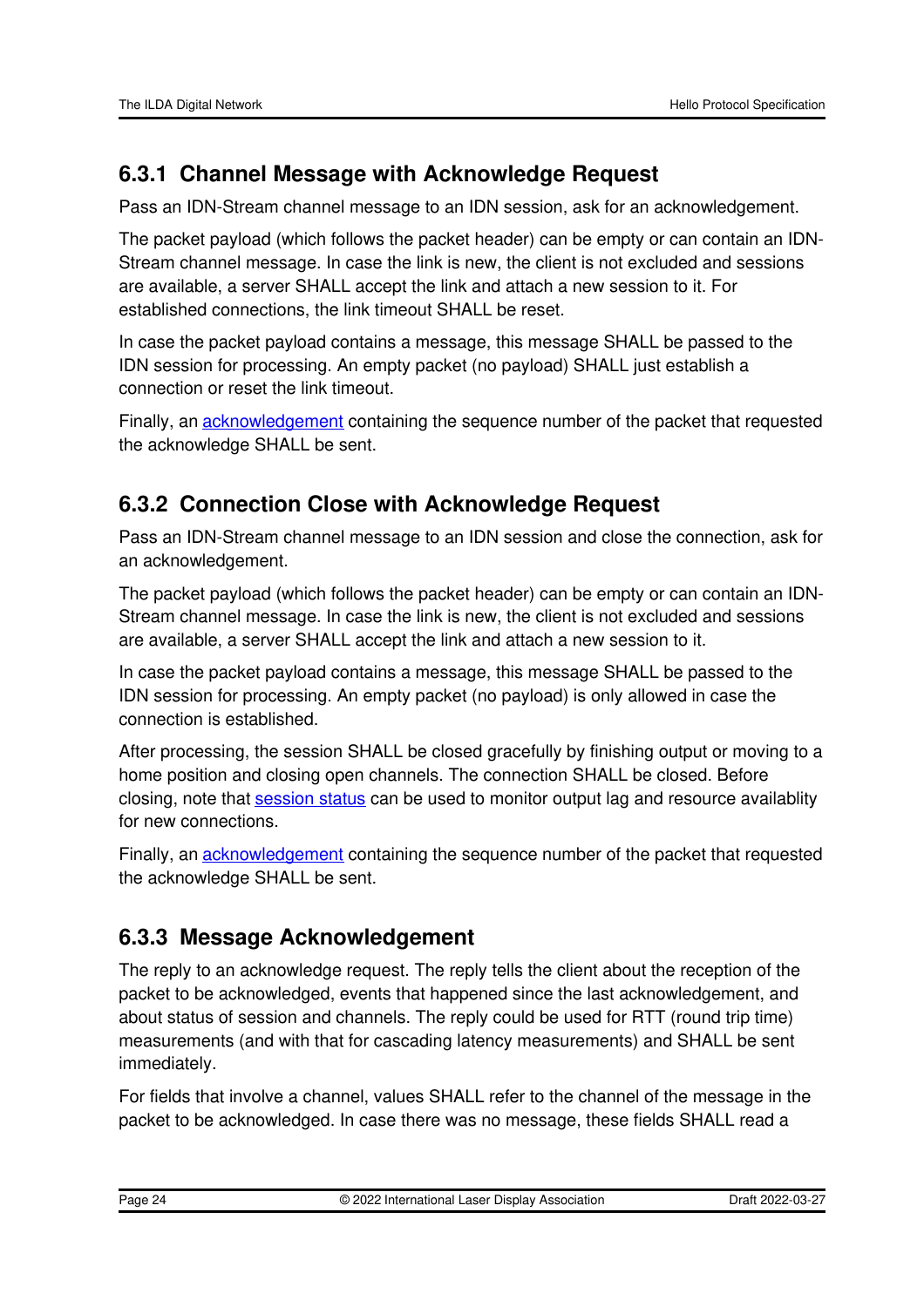### 6.3.1 Channel Message with Acknowledge Request

Pass an IDN-Stream channel message to an IDN session, ask for an acknowledgement.

The packet payload (which follows the packet header) can be empty or can contain an IDN-Stream channel message. In case the link is new, the client is not excluded and sessions are available, a server SHALL accept the link and attach a new session to it. For established connections, the link timeout SHALL be reset.

In case the packet payload contains a message, this message SHALL be passed to the IDN session for processing. An empty packet (no payload) SHALL just establish a connection or reset the link timeout.

Finally, an acknowledgement containing the sequence number of the packet that requested the acknowledge SHALL be sent.

### 6.3.2 Connection Close with Acknowledge Request

Pass an IDN-Stream channel message to an IDN session and close the connection, ask for an acknowledgement.

The packet payload (which follows the packet header) can be empty or can contain an IDN-Stream channel message. In case the link is new, the client is not excluded and sessions are available, a server SHALL accept the link and attach a new session to it.

In case the packet payload contains a message, this message SHALL be passed to the IDN session for processing. An empty packet (no payload) is only allowed in case the connection is established.

After processing, the session SHALL be closed gracefully by finishing output or moving to a home position and closing open channels. The connection SHALL be closed. Before closing, note that session status can be used to monitor output lag and resource availablity for new connections.

Finally, an acknowledgement containing the sequence number of the packet that requested the acknowledge SHALL be sent.

### 6.3.3 Message Acknowledgement

The reply to an acknowledge request. The reply tells the client about the reception of the packet to be acknowledged, events that happened since the last acknowledgement, and about status of session and channels. The reply could be used for RTT (round trip time) measurements (and with that for cascading latency measurements) and SHALL be sent immediately.

For fields that involve a channel, values SHALL refer to the channel of the message in the packet to be acknowledged. In case there was no message, these fields SHALL read a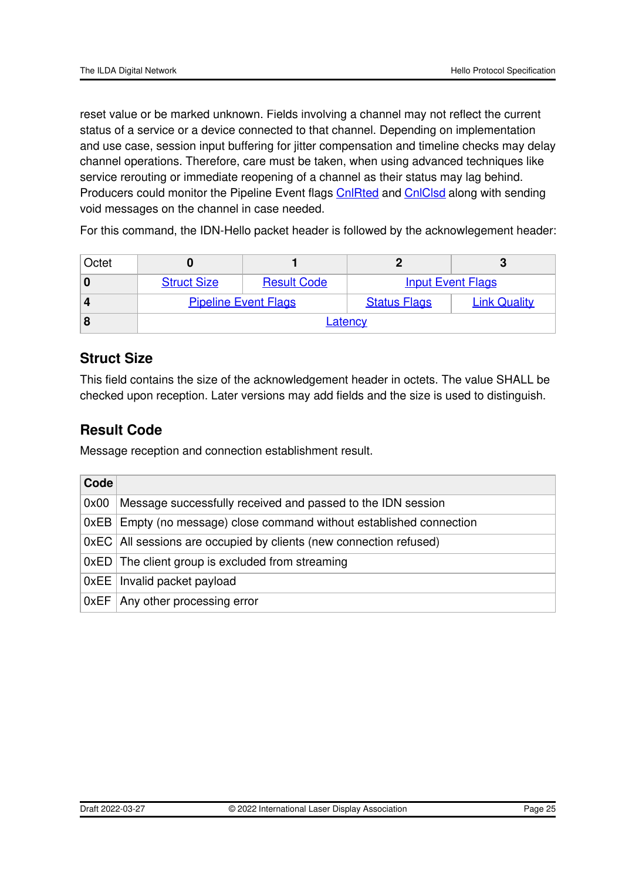reset value or be marked unknown. Fields involving a channel may not reflect the current status of a service or a device connected to that channel. Depending on implementation and use case, session input buffering for jitter compensation and timeline checks may delay channel operations. Therefore, care must be taken, when using advanced techniques like service rerouting or immediate reopening of a channel as their status may lag behind. Producers could monitor the Pipeline Event flags CnlRted and CnlClsd along with sending void messages on the channel in case needed.

For this command, the IDN-Hello packet header is followed by the acknowlegement header:

| Octet | 0 | 1 | 2 | 3 |
|---|---|---|---|---|
| **0** | Struct Size | Result Code | Input Event Flags | |
| **4** | Pipeline Event Flags | | Status Flags | Link Quality |
| **8** | Latency | | | |

## Struct Size

This field contains the size of the acknowledgement header in octets. The value SHALL be checked upon reception. Later versions may add fields and the size is used to distinguish.

## Result Code

Message reception and connection establishment result.

| Code | |
|---|---|
| 0x00 | Message successfully received and passed to the IDN session |
| 0xEB | Empty (no message) close command without established connection |
| 0xEC | All sessions are occupied by clients (new connection refused) |
| 0xED | The client group is excluded from streaming |
| 0xEE | Invalid packet payload |
| 0xEF | Any other processing error |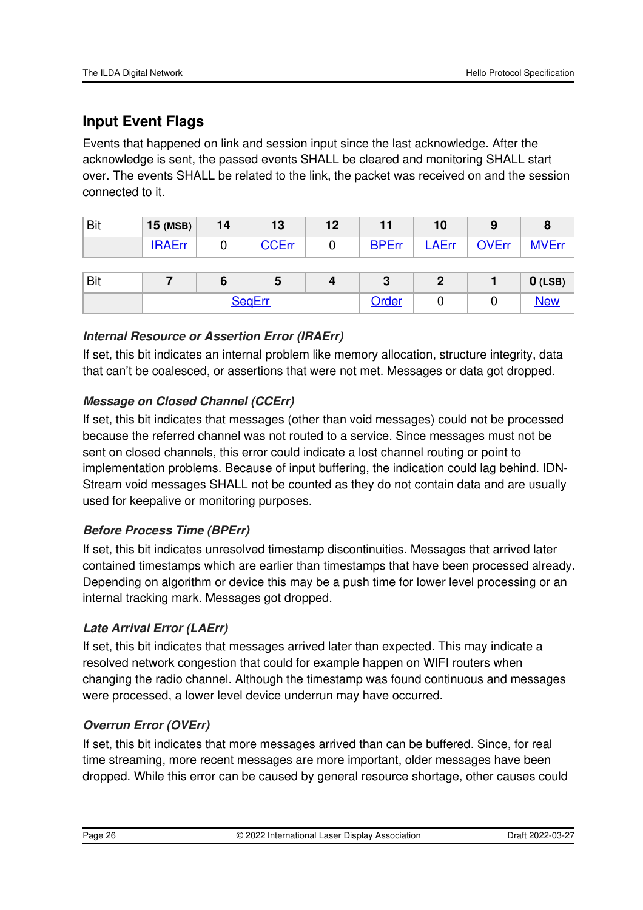## Input Event Flags

Events that happened on link and session input since the last acknowledge. After the acknowledge is sent, the passed events SHALL be cleared and monitoring SHALL start over. The events SHALL be related to the link, the packet was received on and the session connected to it.

| Bit | 15 (MSB) | 14 | 13 | 12 | 11 | 10 | 9 | 8 |
|---|---|---|---|---|---|---|---|---|
| | IRAErr | 0 | CCErr | 0 | BPErr | LAErr | OVErr | MVErr |

| Bit | 7 | 6 | 5 | 4 | 3 | 2 | 1 | 0 (LSB) |
|---|---|---|---|---|---|---|---|---|
| | SeqErr | | | | Order | 0 | 0 | New |

### *Internal Resource or Assertion Error (IRAErr)*

If set, this bit indicates an internal problem like memory allocation, structure integrity, data that can't be coalesced, or assertions that were not met. Messages or data got dropped.

### *Message on Closed Channel (CCErr)*

If set, this bit indicates that messages (other than void messages) could not be processed because the referred channel was not routed to a service. Since messages must not be sent on closed channels, this error could indicate a lost channel routing or point to implementation problems. Because of input buffering, the indication could lag behind. IDN-Stream void messages SHALL not be counted as they do not contain data and are usually used for keepalive or monitoring purposes.

### *Before Process Time (BPErr)*

If set, this bit indicates unresolved timestamp discontinuities. Messages that arrived later contained timestamps which are earlier than timestamps that have been processed already. Depending on algorithm or device this may be a push time for lower level processing or an internal tracking mark. Messages got dropped.

### *Late Arrival Error (LAErr)*

If set, this bit indicates that messages arrived later than expected. This may indicate a resolved network congestion that could for example happen on WIFI routers when changing the radio channel. Although the timestamp was found continuous and messages were processed, a lower level device underrun may have occurred.

### *Overrun Error (OVErr)*

If set, this bit indicates that more messages arrived than can be buffered. Since, for real time streaming, more recent messages are more important, older messages have been dropped. While this error can be caused by general resource shortage, other causes could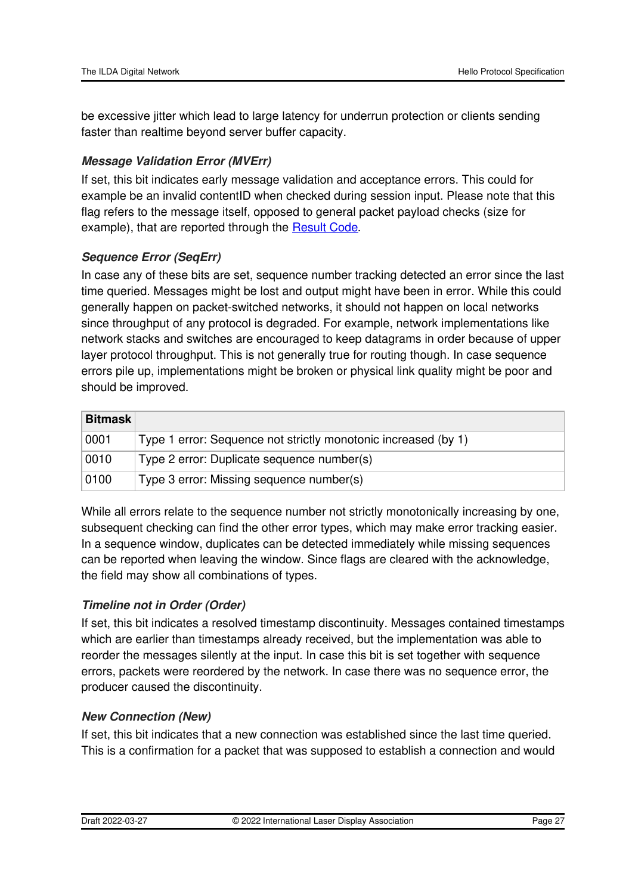be excessive jitter which lead to large latency for underrun protection or clients sending faster than realtime beyond server buffer capacity.

#### *Message Validation Error (MVErr)*

If set, this bit indicates early message validation and acceptance errors. This could for example be an invalid contentID when checked during session input. Please note that this flag refers to the message itself, opposed to general packet payload checks (size for example), that are reported through the Result Code.

#### *Sequence Error (SeqErr)*

In case any of these bits are set, sequence number tracking detected an error since the last time queried. Messages might be lost and output might have been in error. While this could generally happen on packet-switched networks, it should not happen on local networks since throughput of any protocol is degraded. For example, network implementations like network stacks and switches are encouraged to keep datagrams in order because of upper layer protocol throughput. This is not generally true for routing though. In case sequence errors pile up, implementations might be broken or physical link quality might be poor and should be improved.

| Bitmask | |
|---|---|
| 0001 | Type 1 error: Sequence not strictly monotonic increased (by 1) |
| 0010 | Type 2 error: Duplicate sequence number(s) |
| 0100 | Type 3 error: Missing sequence number(s) |

While all errors relate to the sequence number not strictly monotonically increasing by one, subsequent checking can find the other error types, which may make error tracking easier. In a sequence window, duplicates can be detected immediately while missing sequences can be reported when leaving the window. Since flags are cleared with the acknowledge, the field may show all combinations of types.

#### *Timeline not in Order (Order)*

If set, this bit indicates a resolved timestamp discontinuity. Messages contained timestamps which are earlier than timestamps already received, but the implementation was able to reorder the messages silently at the input. In case this bit is set together with sequence errors, packets were reordered by the network. In case there was no sequence error, the producer caused the discontinuity.

#### *New Connection (New)*

If set, this bit indicates that a new connection was established since the last time queried. This is a confirmation for a packet that was supposed to establish a connection and would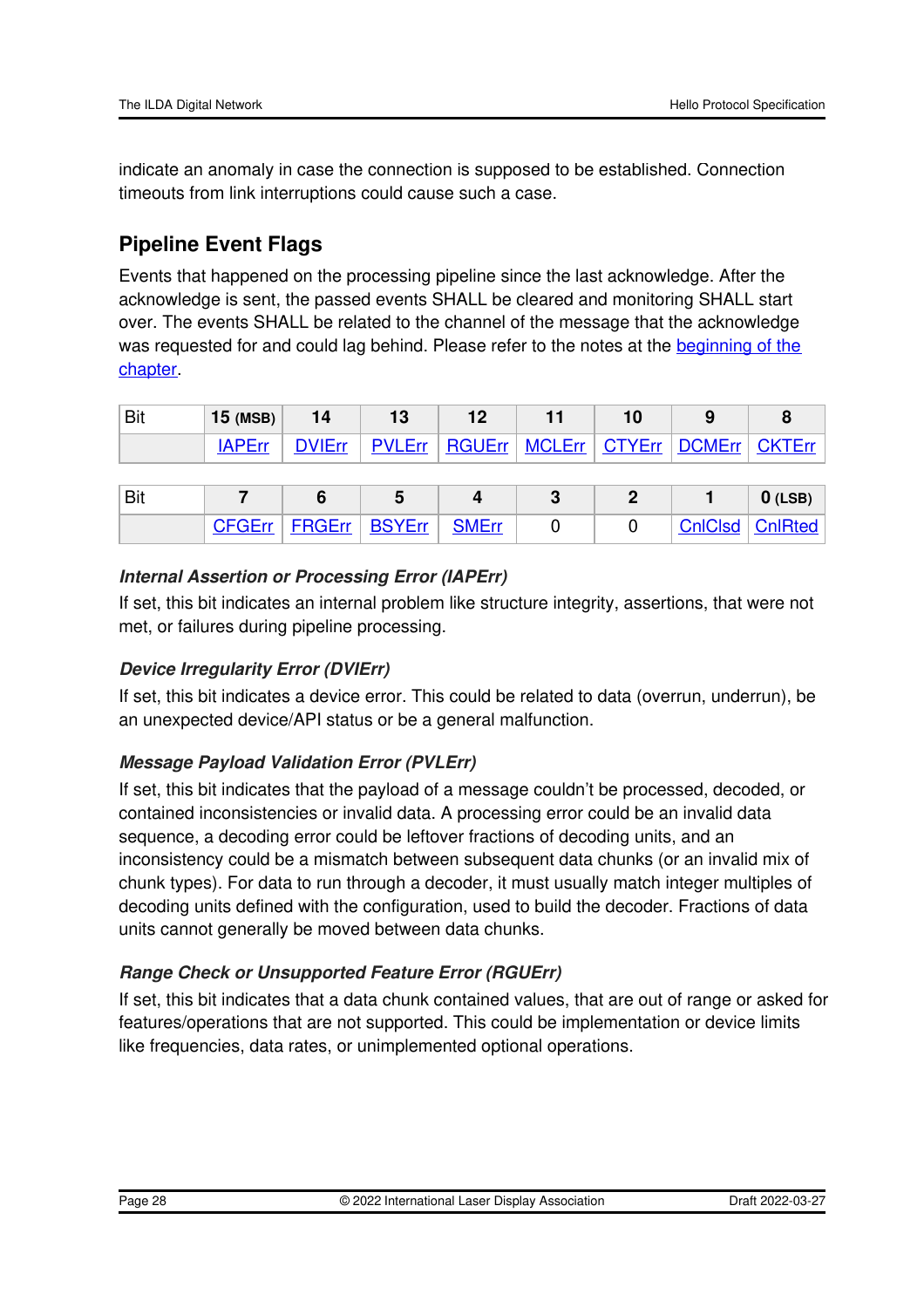indicate an anomaly in case the connection is supposed to be established. Connection timeouts from link interruptions could cause such a case.

## Pipeline Event Flags

Events that happened on the processing pipeline since the last acknowledge. After the acknowledge is sent, the passed events SHALL be cleared and monitoring SHALL start over. The events SHALL be related to the channel of the message that the acknowledge was requested for and could lag behind. Please refer to the notes at the beginning of the chapter.

| Bit | 15 (MSB) | 14 | 13 | 12 | 11 | 10 | 9 | 8 |
|---|---|---|---|---|---|---|---|---|
| | IAPErr | DVIErr | PVLErr | RGUErr | MCLErr | CTYErr | DCMErr | CKTErr |

| Bit | 7 | 6 | 5 | 4 | 3 | 2 | 1 | 0 (LSB) |
|---|---|---|---|---|---|---|---|---|
| | CFGErr | FRGErr | BSYErr | SMErr | 0 | 0 | CnlClsd | CnlRted |

### *Internal Assertion or Processing Error (IAPErr)*

If set, this bit indicates an internal problem like structure integrity, assertions, that were not met, or failures during pipeline processing.

### *Device Irregularity Error (DVIErr)*

If set, this bit indicates a device error. This could be related to data (overrun, underrun), be an unexpected device/API status or be a general malfunction.

### *Message Payload Validation Error (PVLErr)*

If set, this bit indicates that the payload of a message couldn't be processed, decoded, or contained inconsistencies or invalid data. A processing error could be an invalid data sequence, a decoding error could be leftover fractions of decoding units, and an inconsistency could be a mismatch between subsequent data chunks (or an invalid mix of chunk types). For data to run through a decoder, it must usually match integer multiples of decoding units defined with the configuration, used to build the decoder. Fractions of data units cannot generally be moved between data chunks.

### *Range Check or Unsupported Feature Error (RGUErr)*

If set, this bit indicates that a data chunk contained values, that are out of range or asked for features/operations that are not supported. This could be implementation or device limits like frequencies, data rates, or unimplemented optional operations.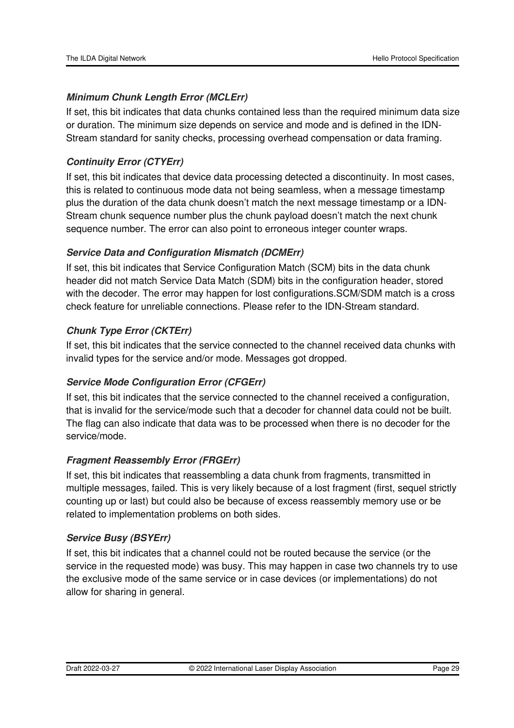#### *Minimum Chunk Length Error (MCLErr)*

If set, this bit indicates that data chunks contained less than the required minimum data size or duration. The minimum size depends on service and mode and is defined in the IDN-Stream standard for sanity checks, processing overhead compensation or data framing.

#### *Continuity Error (CTYErr)*

If set, this bit indicates that device data processing detected a discontinuity. In most cases, this is related to continuous mode data not being seamless, when a message timestamp plus the duration of the data chunk doesn't match the next message timestamp or a IDN-Stream chunk sequence number plus the chunk payload doesn't match the next chunk sequence number. The error can also point to erroneous integer counter wraps.

#### *Service Data and Configuration Mismatch (DCMErr)*

If set, this bit indicates that Service Configuration Match (SCM) bits in the data chunk header did not match Service Data Match (SDM) bits in the configuration header, stored with the decoder. The error may happen for lost configurations.SCM/SDM match is a cross check feature for unreliable connections. Please refer to the IDN-Stream standard.

#### *Chunk Type Error (CKTErr)*

If set, this bit indicates that the service connected to the channel received data chunks with invalid types for the service and/or mode. Messages got dropped.

#### *Service Mode Configuration Error (CFGErr)*

If set, this bit indicates that the service connected to the channel received a configuration, that is invalid for the service/mode such that a decoder for channel data could not be built. The flag can also indicate that data was to be processed when there is no decoder for the service/mode.

#### *Fragment Reassembly Error (FRGErr)*

If set, this bit indicates that reassembling a data chunk from fragments, transmitted in multiple messages, failed. This is very likely because of a lost fragment (first, sequel strictly counting up or last) but could also be because of excess reassembly memory use or be related to implementation problems on both sides.

#### *Service Busy (BSYErr)*

If set, this bit indicates that a channel could not be routed because the service (or the service in the requested mode) was busy. This may happen in case two channels try to use the exclusive mode of the same service or in case devices (or implementations) do not allow for sharing in general.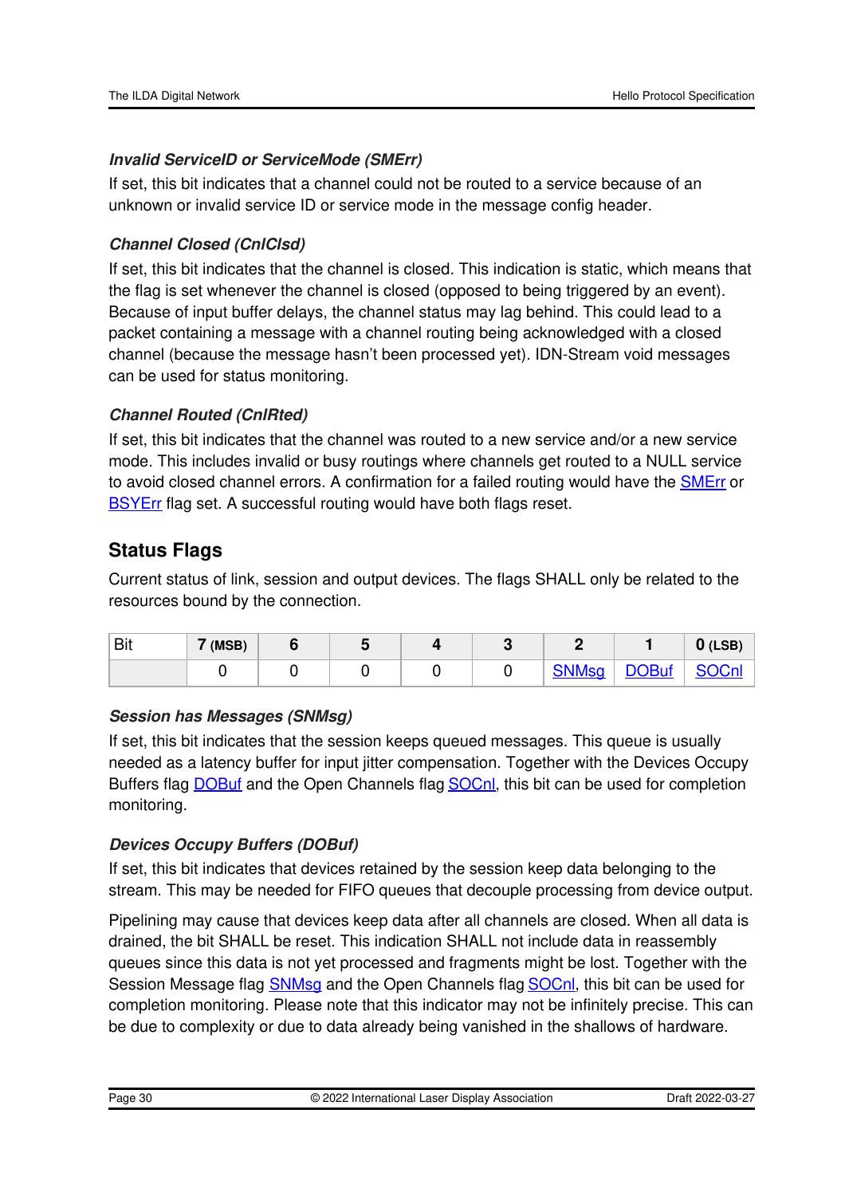#### *Invalid ServiceID or ServiceMode (SMErr)*

If set, this bit indicates that a channel could not be routed to a service because of an unknown or invalid service ID or service mode in the message config header.

#### *Channel Closed (CnlClsd)*

If set, this bit indicates that the channel is closed. This indication is static, which means that the flag is set whenever the channel is closed (opposed to being triggered by an event). Because of input buffer delays, the channel status may lag behind. This could lead to a packet containing a message with a channel routing being acknowledged with a closed channel (because the message hasn't been processed yet). IDN-Stream void messages can be used for status monitoring.

#### *Channel Routed (CnlRted)*

If set, this bit indicates that the channel was routed to a new service and/or a new service mode. This includes invalid or busy routings where channels get routed to a NULL service to avoid closed channel errors. A confirmation for a failed routing would have the SMErr or BSYErr flag set. A successful routing would have both flags reset.

## Status Flags

Current status of link, session and output devices. The flags SHALL only be related to the resources bound by the connection.

| Bit | 7 (MSB) | 6 | 5 | 4 | 3 | 2 | 1 | 0 (LSB) |
|---|---|---|---|---|---|---|---|---|
| | 0 | 0 | 0 | 0 | 0 | SNMsg | DOBuf | SOCnl |

#### *Session has Messages (SNMsg)*

If set, this bit indicates that the session keeps queued messages. This queue is usually needed as a latency buffer for input jitter compensation. Together with the Devices Occupy Buffers flag DOBuf and the Open Channels flag SOCnl, this bit can be used for completion monitoring.

#### *Devices Occupy Buffers (DOBuf)*

If set, this bit indicates that devices retained by the session keep data belonging to the stream. This may be needed for FIFO queues that decouple processing from device output.

Pipelining may cause that devices keep data after all channels are closed. When all data is drained, the bit SHALL be reset. This indication SHALL not include data in reassembly queues since this data is not yet processed and fragments might be lost. Together with the Session Message flag SNMsg and the Open Channels flag SOCnl, this bit can be used for completion monitoring. Please note that this indicator may not be infinitely precise. This can be due to complexity or due to data already being vanished in the shallows of hardware.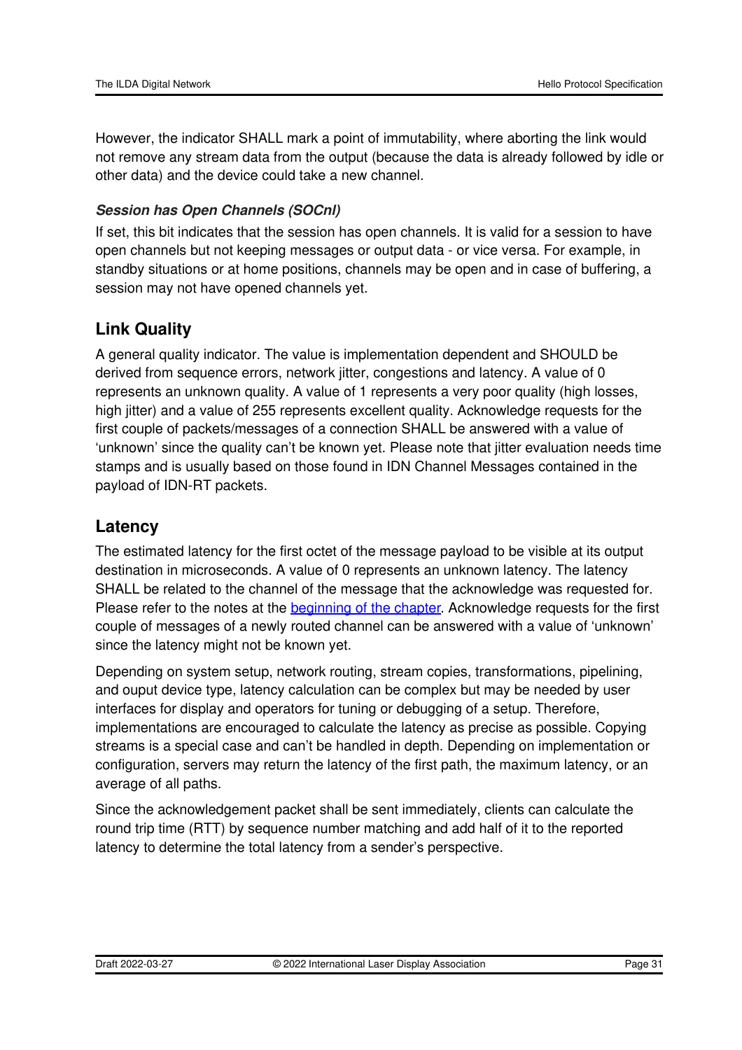However, the indicator SHALL mark a point of immutability, where aborting the link would not remove any stream data from the output (because the data is already followed by idle or other data) and the device could take a new channel.

#### *Session has Open Channels (SOCnl)*

If set, this bit indicates that the session has open channels. It is valid for a session to have open channels but not keeping messages or output data - or vice versa. For example, in standby situations or at home positions, channels may be open and in case of buffering, a session may not have opened channels yet.

### Link Quality

A general quality indicator. The value is implementation dependent and SHOULD be derived from sequence errors, network jitter, congestions and latency. A value of 0 represents an unknown quality. A value of 1 represents a very poor quality (high losses, high jitter) and a value of 255 represents excellent quality. Acknowledge requests for the first couple of packets/messages of a connection SHALL be answered with a value of 'unknown' since the quality can't be known yet. Please note that jitter evaluation needs time stamps and is usually based on those found in IDN Channel Messages contained in the payload of IDN-RT packets.

### Latency

The estimated latency for the first octet of the message payload to be visible at its output destination in microseconds. A value of 0 represents an unknown latency. The latency SHALL be related to the channel of the message that the acknowledge was requested for. Please refer to the notes at the beginning of the chapter. Acknowledge requests for the first couple of messages of a newly routed channel can be answered with a value of 'unknown' since the latency might not be known yet.

Depending on system setup, network routing, stream copies, transformations, pipelining, and ouput device type, latency calculation can be complex but may be needed by user interfaces for display and operators for tuning or debugging of a setup. Therefore, implementations are encouraged to calculate the latency as precise as possible. Copying streams is a special case and can't be handled in depth. Depending on implementation or configuration, servers may return the latency of the first path, the maximum latency, or an average of all paths.

Since the acknowledgement packet shall be sent immediately, clients can calculate the round trip time (RTT) by sequence number matching and add half of it to the reported latency to determine the total latency from a sender's perspective.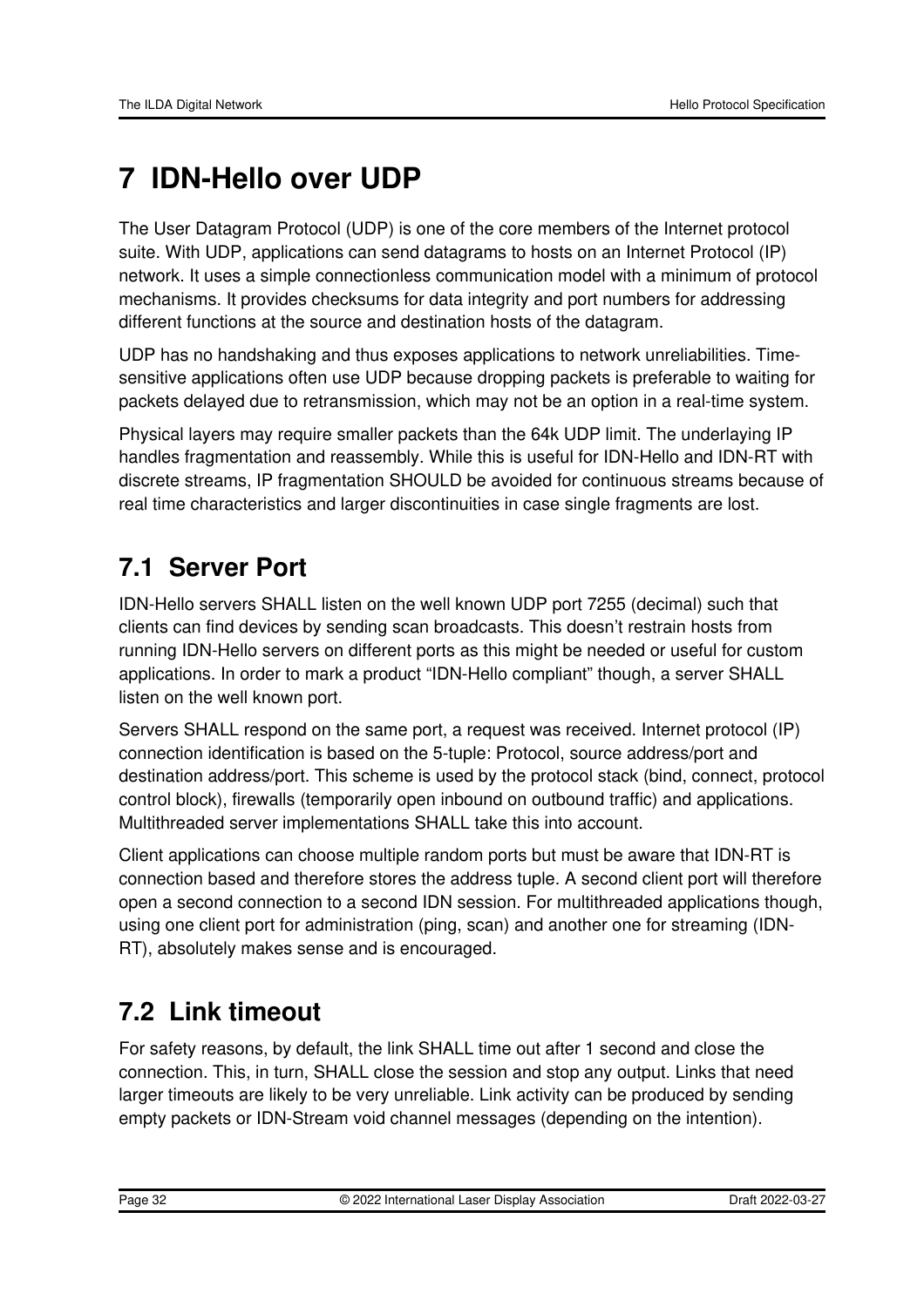# 7 IDN-Hello over UDP

The User Datagram Protocol (UDP) is one of the core members of the Internet protocol suite. With UDP, applications can send datagrams to hosts on an Internet Protocol (IP) network. It uses a simple connectionless communication model with a minimum of protocol mechanisms. It provides checksums for data integrity and port numbers for addressing different functions at the source and destination hosts of the datagram.

UDP has no handshaking and thus exposes applications to network unreliabilities. Time-sensitive applications often use UDP because dropping packets is preferable to waiting for packets delayed due to retransmission, which may not be an option in a real-time system.

Physical layers may require smaller packets than the 64k UDP limit. The underlaying IP handles fragmentation and reassembly. While this is useful for IDN-Hello and IDN-RT with discrete streams, IP fragmentation SHOULD be avoided for continuous streams because of real time characteristics and larger discontinuities in case single fragments are lost.

## 7.1 Server Port

IDN-Hello servers SHALL listen on the well known UDP port 7255 (decimal) such that clients can find devices by sending scan broadcasts. This doesn't restrain hosts from running IDN-Hello servers on different ports as this might be needed or useful for custom applications. In order to mark a product "IDN-Hello compliant" though, a server SHALL listen on the well known port.

Servers SHALL respond on the same port, a request was received. Internet protocol (IP) connection identification is based on the 5-tuple: Protocol, source address/port and destination address/port. This scheme is used by the protocol stack (bind, connect, protocol control block), firewalls (temporarily open inbound on outbound traffic) and applications. Multithreaded server implementations SHALL take this into account.

Client applications can choose multiple random ports but must be aware that IDN-RT is connection based and therefore stores the address tuple. A second client port will therefore open a second connection to a second IDN session. For multithreaded applications though, using one client port for administration (ping, scan) and another one for streaming (IDN-RT), absolutely makes sense and is encouraged.

## 7.2 Link timeout

For safety reasons, by default, the link SHALL time out after 1 second and close the connection. This, in turn, SHALL close the session and stop any output. Links that need larger timeouts are likely to be very unreliable. Link activity can be produced by sending empty packets or IDN-Stream void channel messages (depending on the intention).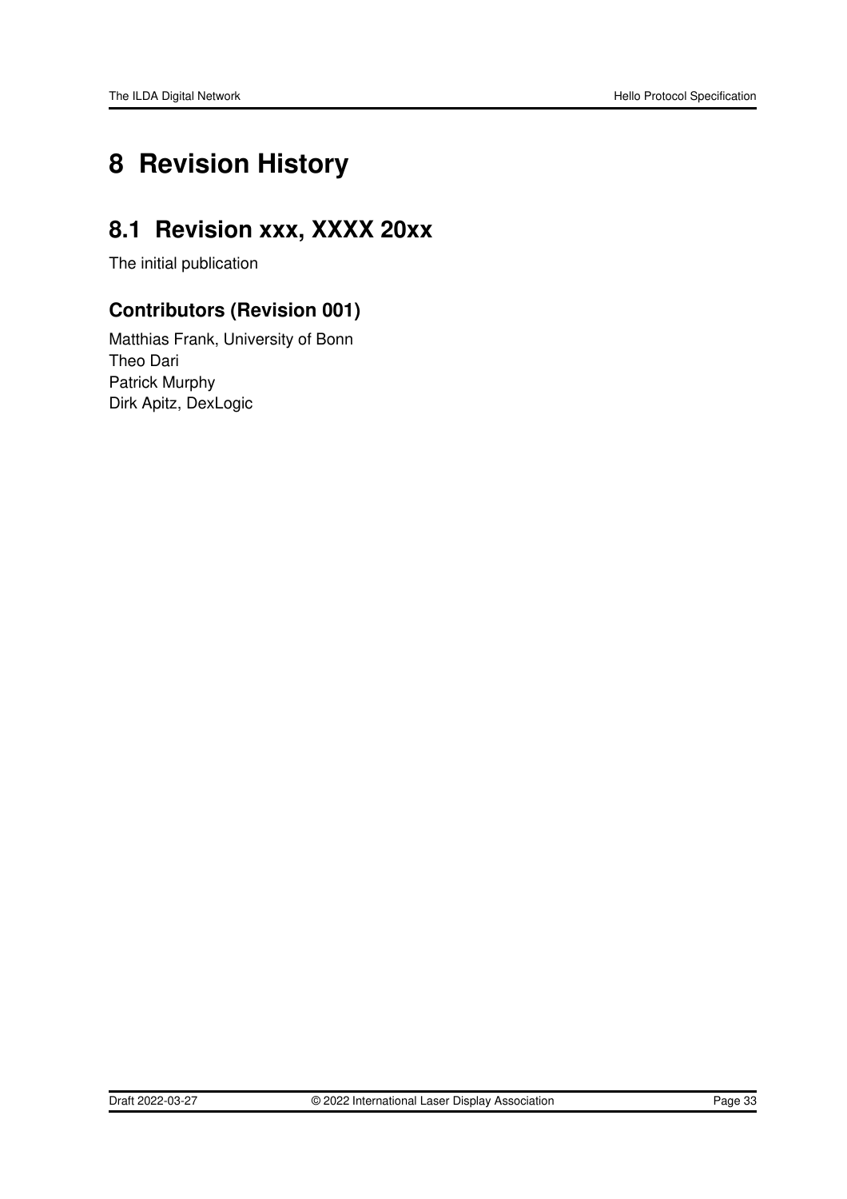# 8 Revision History

## 8.1 Revision xxx, XXXX 20xx

The initial publication

### Contributors (Revision 001)

Matthias Frank, University of Bonn
Theo Dari
Patrick Murphy
Dirk Apitz, DexLogic